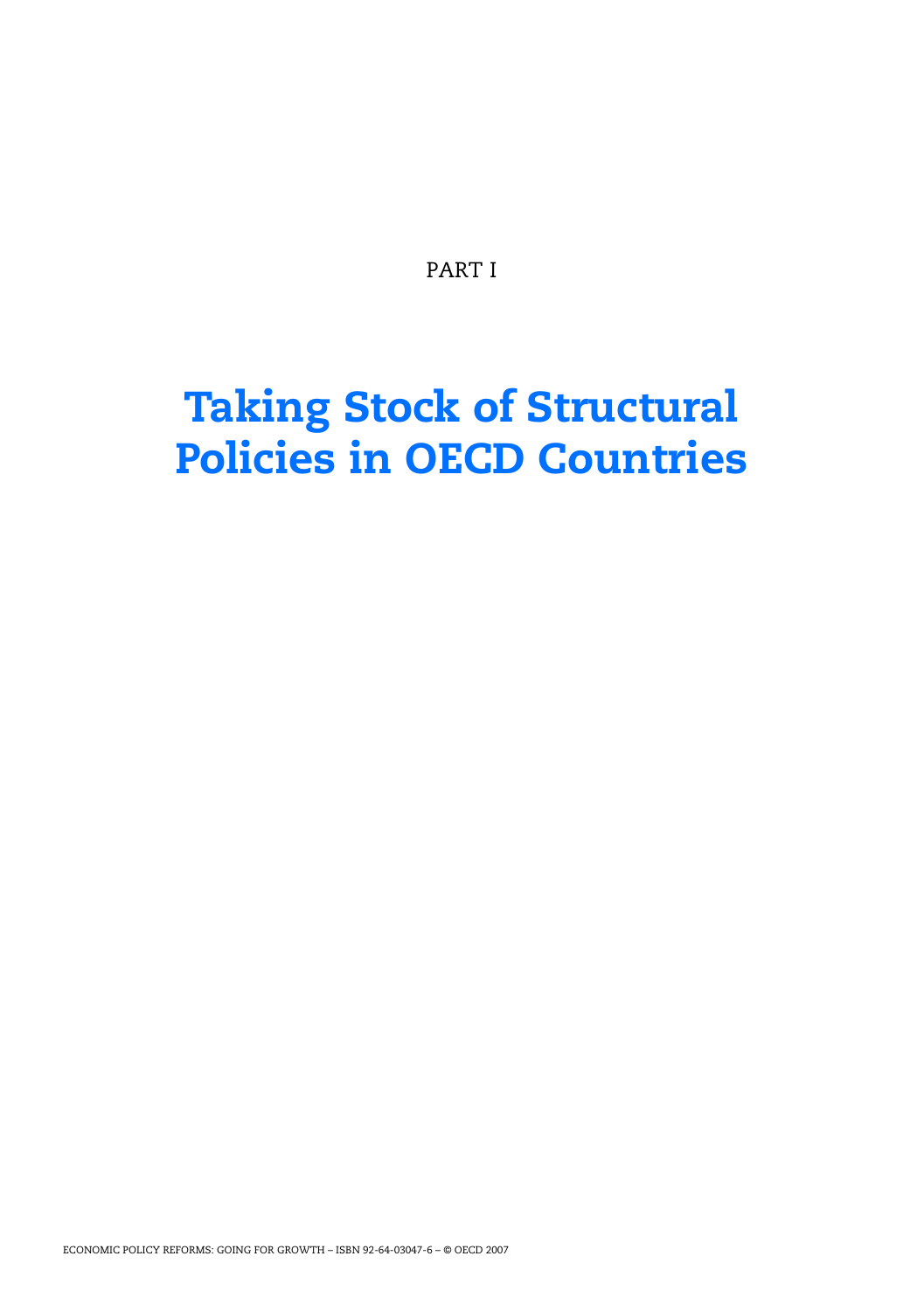PART I

# Taking Stock of Structural Policies in OECD Countries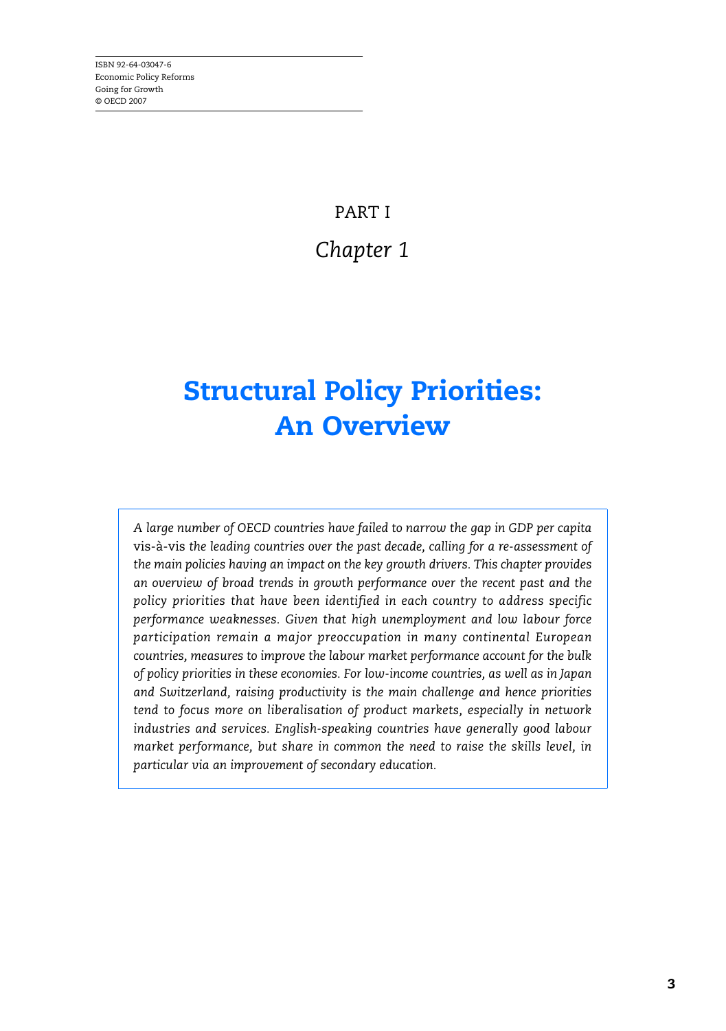ISBN 92-64-03047-6
Economic Policy Reforms
Going for Growth
© OECD 2007

PART I

*Chapter 1*

# Structural Policy Priorities: An Overview

*A large number of OECD countries have failed to narrow the gap in GDP per capita* vis-à-vis *the leading countries over the past decade, calling for a re-assessment of the main policies having an impact on the key growth drivers. This chapter provides an overview of broad trends in growth performance over the recent past and the policy priorities that have been identified in each country to address specific performance weaknesses. Given that high unemployment and low labour force participation remain a major preoccupation in many continental European countries, measures to improve the labour market performance account for the bulk of policy priorities in these economies. For low-income countries, as well as in Japan and Switzerland, raising productivity is the main challenge and hence priorities tend to focus more on liberalisation of product markets, especially in network industries and services. English-speaking countries have generally good labour market performance, but share in common the need to raise the skills level, in particular via an improvement of secondary education.*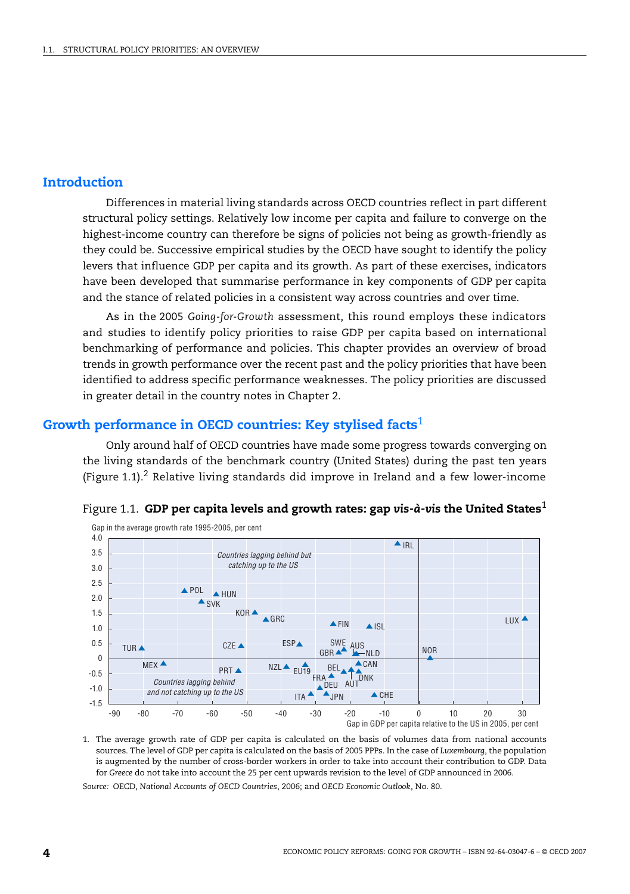## Introduction

Differences in material living standards across OECD countries reflect in part different structural policy settings. Relatively low income per capita and failure to converge on the highest-income country can therefore be signs of policies not being as growth-friendly as they could be. Successive empirical studies by the OECD have sought to identify the policy levers that influence GDP per capita and its growth. As part of these exercises, indicators have been developed that summarise performance in key components of GDP per capita and the stance of related policies in a consistent way across countries and over time.

As in the 2005 *Going-for-Growth* assessment, this round employs these indicators and studies to identify policy priorities to raise GDP per capita based on international benchmarking of performance and policies. This chapter provides an overview of broad trends in growth performance over the recent past and the policy priorities that have been identified to address specific performance weaknesses. The policy priorities are discussed in greater detail in the country notes in Chapter 2.

## Growth performance in OECD countries: Key stylised facts[1]

Only around half of OECD countries have made some progress towards converging on the living standards of the benchmark country (United States) during the past ten years (Figure 1.1).[2] Relative living standards did improve in Ireland and a few lower-income

Figure 1.1. **GDP per capita levels and growth rates: gap *vis-à-vis* the United States**[1]

1. The average growth rate of GDP per capita is calculated on the basis of volumes data from national accounts sources. The level of GDP per capita is calculated on the basis of 2005 PPPs. In the case of *Luxembourg*, the population is augmented by the number of cross-border workers in order to take into account their contribution to GDP. Data for *Greece* do not take into account the 25 per cent upwards revision to the level of GDP announced in 2006.

*Source:* OECD, *National Accounts of OECD Countries*, 2006; and *OECD Economic Outlook*, No. 80.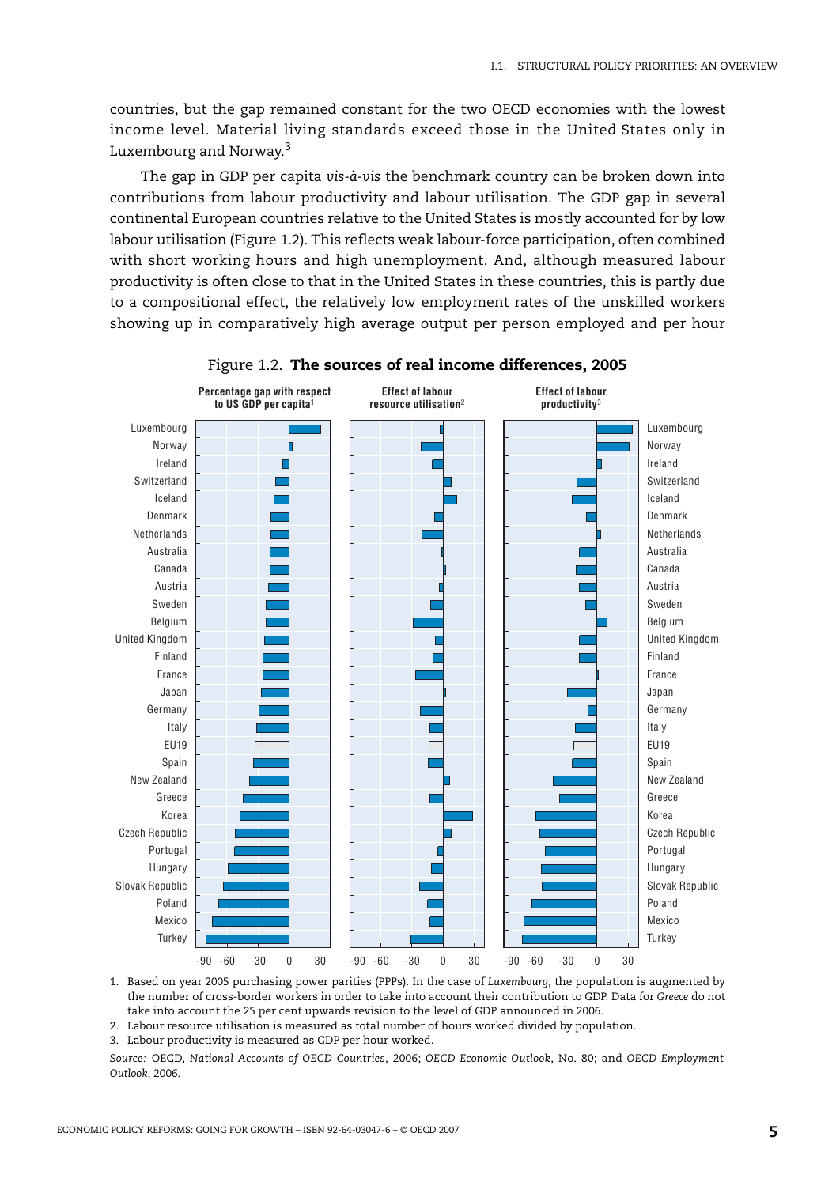countries, but the gap remained constant for the two OECD economies with the lowest income level. Material living standards exceed those in the United States only in Luxembourg and Norway.[3]

The gap in GDP per capita *vis-à-vis* the benchmark country can be broken down into contributions from labour productivity and labour utilisation. The GDP gap in several continental European countries relative to the United States is mostly accounted for by low labour utilisation (Figure 1.2). This reflects weak labour-force participation, often combined with short working hours and high unemployment. And, although measured labour productivity is often close to that in the United States in these countries, this is partly due to a compositional effect, the relatively low employment rates of the unskilled workers showing up in comparatively high average output per person employed and per hour

Figure 1.2. **The sources of real income differences, 2005**

1. Based on year 2005 purchasing power parities (PPPs). In the case of *Luxembourg*, the population is augmented by the number of cross-border workers in order to take into account their contribution to GDP. Data for *Greece* do not take into account the 25 per cent upwards revision to the level of GDP announced in 2006.
2. Labour resource utilisation is measured as total number of hours worked divided by population.
3. Labour productivity is measured as GDP per hour worked.

*Source:* OECD, *National Accounts of OECD Countries*, 2006; *OECD Economic Outlook*, No. 80; and *OECD Employment Outlook*, 2006.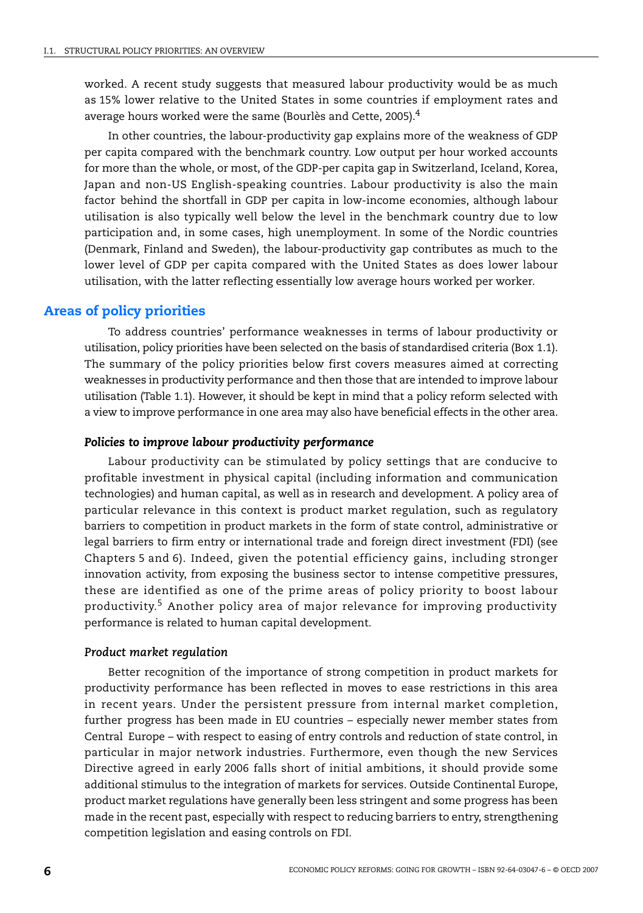worked. A recent study suggests that measured labour productivity would be as much as 15% lower relative to the United States in some countries if employment rates and average hours worked were the same (Bourlès and Cette, 2005).[4]

In other countries, the labour-productivity gap explains more of the weakness of GDP per capita compared with the benchmark country. Low output per hour worked accounts for more than the whole, or most, of the GDP-per capita gap in Switzerland, Iceland, Korea, Japan and non-US English-speaking countries. Labour productivity is also the main factor behind the shortfall in GDP per capita in low-income economies, although labour utilisation is also typically well below the level in the benchmark country due to low participation and, in some cases, high unemployment. In some of the Nordic countries (Denmark, Finland and Sweden), the labour-productivity gap contributes as much to the lower level of GDP per capita compared with the United States as does lower labour utilisation, with the latter reflecting essentially low average hours worked per worker.

## Areas of policy priorities

To address countries' performance weaknesses in terms of labour productivity or utilisation, policy priorities have been selected on the basis of standardised criteria (Box 1.1). The summary of the policy priorities below first covers measures aimed at correcting weaknesses in productivity performance and then those that are intended to improve labour utilisation (Table 1.1). However, it should be kept in mind that a policy reform selected with a view to improve performance in one area may also have beneficial effects in the other area.

### *Policies to improve labour productivity performance*

Labour productivity can be stimulated by policy settings that are conducive to profitable investment in physical capital (including information and communication technologies) and human capital, as well as in research and development. A policy area of particular relevance in this context is product market regulation, such as regulatory barriers to competition in product markets in the form of state control, administrative or legal barriers to firm entry or international trade and foreign direct investment (FDI) (see Chapters 5 and 6). Indeed, given the potential efficiency gains, including stronger innovation activity, from exposing the business sector to intense competitive pressures, these are identified as one of the prime areas of policy priority to boost labour productivity.[5] Another policy area of major relevance for improving productivity performance is related to human capital development.

#### *Product market regulation*

Better recognition of the importance of strong competition in product markets for productivity performance has been reflected in moves to ease restrictions in this area in recent years. Under the persistent pressure from internal market completion, further progress has been made in EU countries – especially newer member states from Central Europe – with respect to easing of entry controls and reduction of state control, in particular in major network industries. Furthermore, even though the new Services Directive agreed in early 2006 falls short of initial ambitions, it should provide some additional stimulus to the integration of markets for services. Outside Continental Europe, product market regulations have generally been less stringent and some progress has been made in the recent past, especially with respect to reducing barriers to entry, strengthening competition legislation and easing controls on FDI.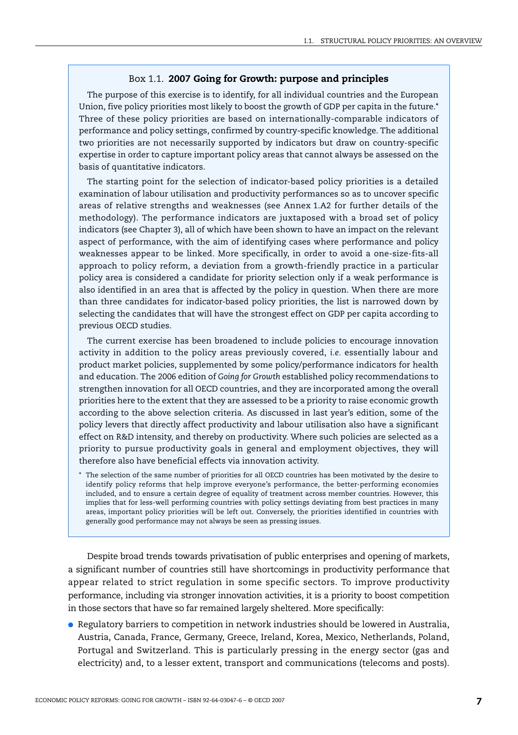### Box 1.1. **2007 Going for Growth: purpose and principles**

The purpose of this exercise is to identify, for all individual countries and the European Union, five policy priorities most likely to boost the growth of GDP per capita in the future.* Three of these policy priorities are based on internationally-comparable indicators of performance and policy settings, confirmed by country-specific knowledge. The additional two priorities are not necessarily supported by indicators but draw on country-specific expertise in order to capture important policy areas that cannot always be assessed on the basis of quantitative indicators.

The starting point for the selection of indicator-based policy priorities is a detailed examination of labour utilisation and productivity performances so as to uncover specific areas of relative strengths and weaknesses (see Annex 1.A2 for further details of the methodology). The performance indicators are juxtaposed with a broad set of policy indicators (see Chapter 3), all of which have been shown to have an impact on the relevant aspect of performance, with the aim of identifying cases where performance and policy weaknesses appear to be linked. More specifically, in order to avoid a one-size-fits-all approach to policy reform, a deviation from a growth-friendly practice in a particular policy area is considered a candidate for priority selection only if a weak performance is also identified in an area that is affected by the policy in question. When there are more than three candidates for indicator-based policy priorities, the list is narrowed down by selecting the candidates that will have the strongest effect on GDP per capita according to previous OECD studies.

The current exercise has been broadened to include policies to encourage innovation activity in addition to the policy areas previously covered, *i.e.* essentially labour and product market policies, supplemented by some policy/performance indicators for health and education. The 2006 edition of *Going for Growth* established policy recommendations to strengthen innovation for all OECD countries, and they are incorporated among the overall priorities here to the extent that they are assessed to be a priority to raise economic growth according to the above selection criteria. As discussed in last year's edition, some of the policy levers that directly affect productivity and labour utilisation also have a significant effect on R&D intensity, and thereby on productivity. Where such policies are selected as a priority to pursue productivity goals in general and employment objectives, they will therefore also have beneficial effects via innovation activity.

\* The selection of the same number of priorities for all OECD countries has been motivated by the desire to identify policy reforms that help improve everyone's performance, the better-performing economies included, and to ensure a certain degree of equality of treatment across member countries. However, this implies that for less-well performing countries with policy settings deviating from best practices in many areas, important policy priorities will be left out. Conversely, the priorities identified in countries with generally good performance may not always be seen as pressing issues.

Despite broad trends towards privatisation of public enterprises and opening of markets, a significant number of countries still have shortcomings in productivity performance that appear related to strict regulation in some specific sectors. To improve productivity performance, including via stronger innovation activities, it is a priority to boost competition in those sectors that have so far remained largely sheltered. More specifically:

- Regulatory barriers to competition in network industries should be lowered in Australia, Austria, Canada, France, Germany, Greece, Ireland, Korea, Mexico, Netherlands, Poland, Portugal and Switzerland. This is particularly pressing in the energy sector (gas and electricity) and, to a lesser extent, transport and communications (telecoms and posts).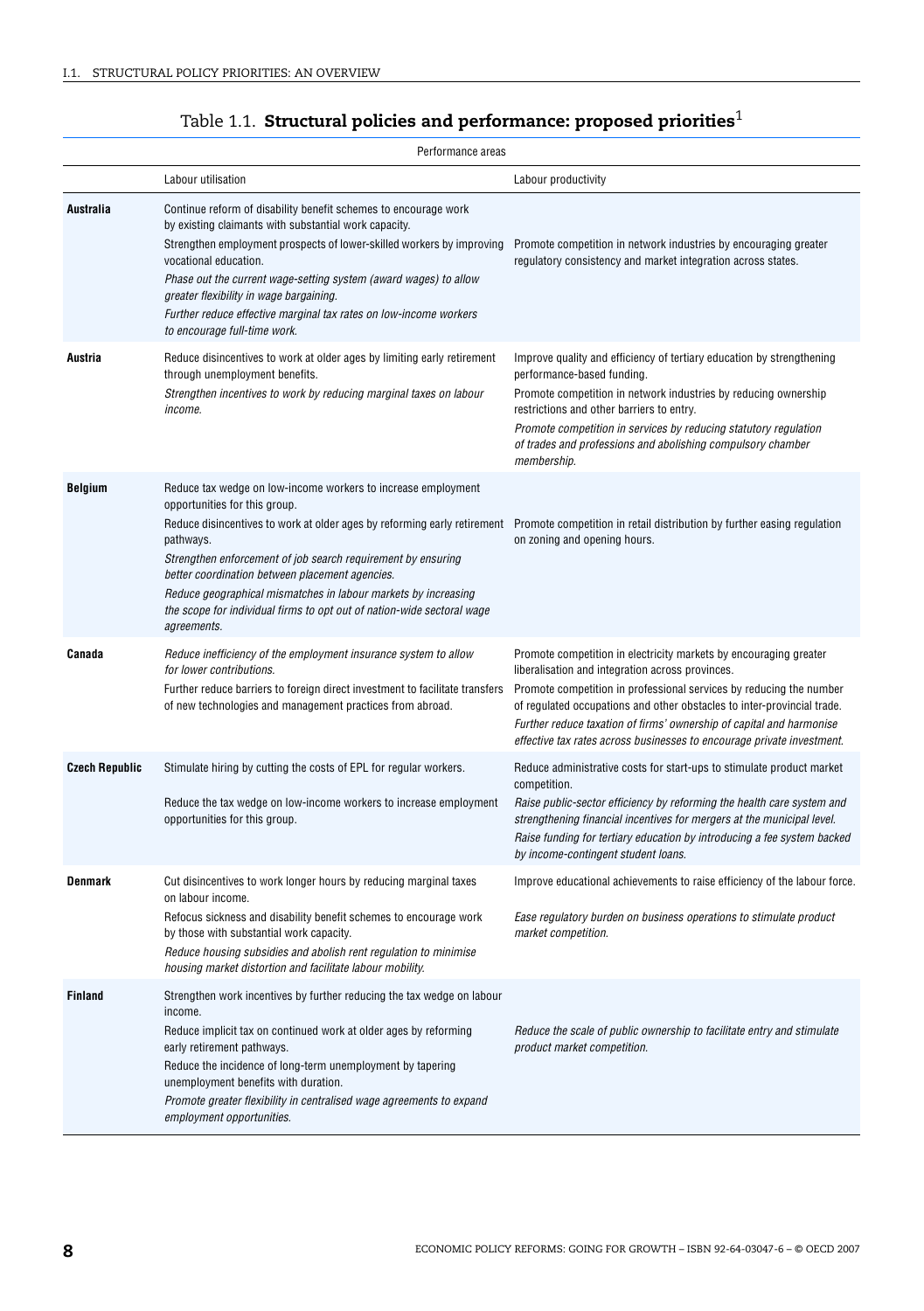## Table 1.1. **Structural policies and performance: proposed priorities**[1]

| | Performance areas | |
|---|---|---|
| | Labour utilisation | Labour productivity |
| **Australia** | Continue reform of disability benefit schemes to encourage work by existing claimants with substantial work capacity.<br>Strengthen employment prospects of lower-skilled workers by improving vocational education.<br>*Phase out the current wage-setting system (award wages) to allow greater flexibility in wage bargaining.*<br>*Further reduce effective marginal tax rates on low-income workers to encourage full-time work.* | Promote competition in network industries by encouraging greater regulatory consistency and market integration across states. |
| **Austria** | Reduce disincentives to work at older ages by limiting early retirement through unemployment benefits.<br>*Strengthen incentives to work by reducing marginal taxes on labour income.* | Improve quality and efficiency of tertiary education by strengthening performance-based funding.<br>Promote competition in network industries by reducing ownership restrictions and other barriers to entry.<br>*Promote competition in services by reducing statutory regulation of trades and professions and abolishing compulsory chamber membership.* |
| **Belgium** | Reduce tax wedge on low-income workers to increase employment opportunities for this group.<br>Reduce disincentives to work at older ages by reforming early retirement pathways.<br>*Strengthen enforcement of job search requirement by ensuring better coordination between placement agencies.*<br>*Reduce geographical mismatches in labour markets by increasing the scope for individual firms to opt out of nation-wide sectoral wage agreements.* | Promote competition in retail distribution by further easing regulation on zoning and opening hours. |
| **Canada** | *Reduce inefficiency of the employment insurance system to allow for lower contributions.*<br>Further reduce barriers to foreign direct investment to facilitate transfers of new technologies and management practices from abroad. | Promote competition in electricity markets by encouraging greater liberalisation and integration across provinces.<br>Promote competition in professional services by reducing the number of regulated occupations and other obstacles to inter-provincial trade.<br>*Further reduce taxation of firms' ownership of capital and harmonise effective tax rates across businesses to encourage private investment.* |
| **Czech Republic** | Stimulate hiring by cutting the costs of EPL for regular workers.<br>Reduce the tax wedge on low-income workers to increase employment opportunities for this group. | Reduce administrative costs for start-ups to stimulate product market competition.<br>*Raise public-sector efficiency by reforming the health care system and strengthening financial incentives for mergers at the municipal level.*<br>*Raise funding for tertiary education by introducing a fee system backed by income-contingent student loans.* |
| **Denmark** | Cut disincentives to work longer hours by reducing marginal taxes on labour income.<br>Refocus sickness and disability benefit schemes to encourage work by those with substantial work capacity.<br>*Reduce housing subsidies and abolish rent regulation to minimise housing market distortion and facilitate labour mobility.* | Improve educational achievements to raise efficiency of the labour force.<br>*Ease regulatory burden on business operations to stimulate product market competition.* |
| **Finland** | Strengthen work incentives by further reducing the tax wedge on labour income.<br>Reduce implicit tax on continued work at older ages by reforming early retirement pathways.<br>Reduce the incidence of long-term unemployment by tapering unemployment benefits with duration.<br>*Promote greater flexibility in centralised wage agreements to expand employment opportunities.* | *Reduce the scale of public ownership to facilitate entry and stimulate product market competition.* |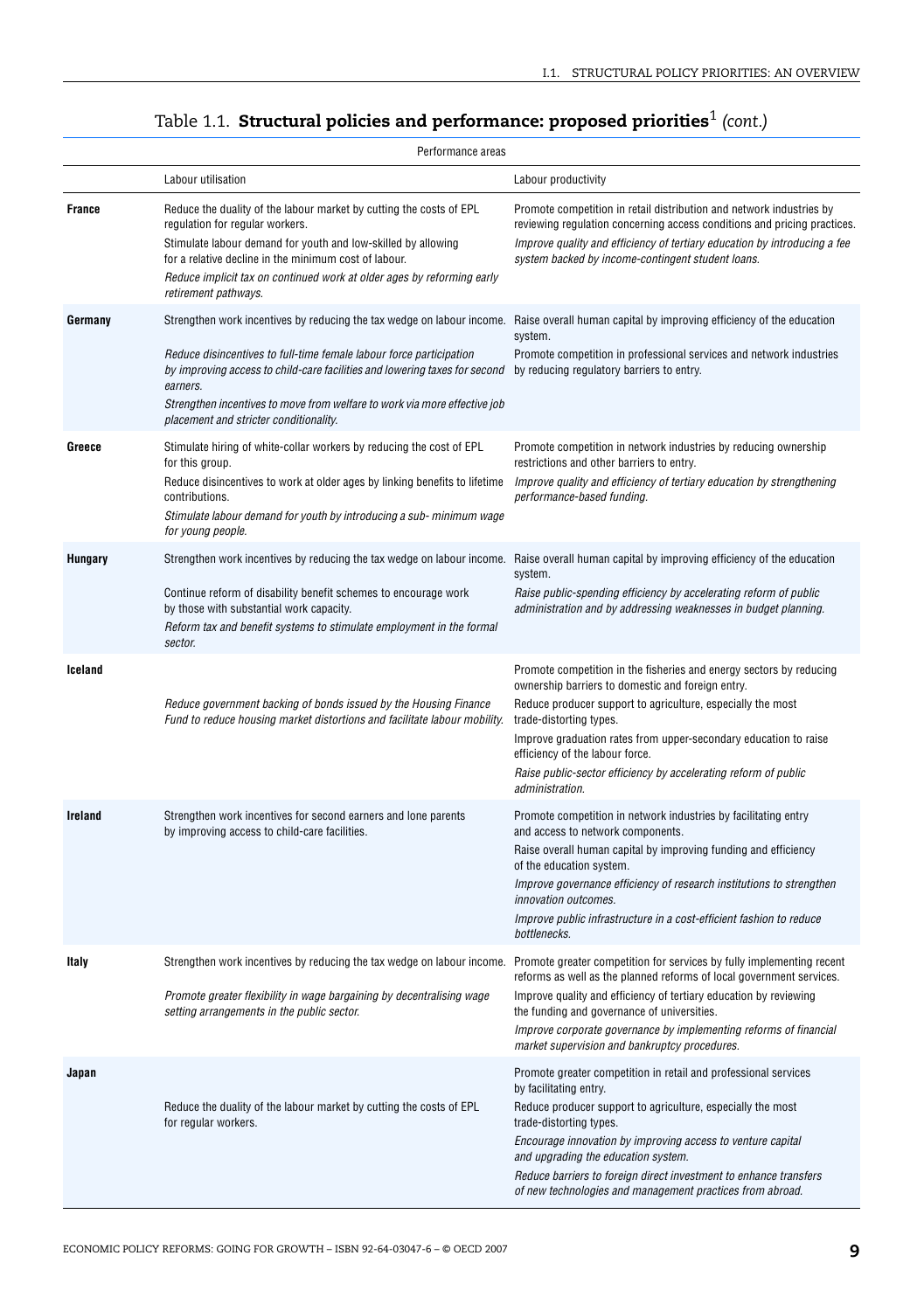## Table 1.1. **Structural policies and performance: proposed priorities**[1] *(cont.)*

| | Performance areas | |
|---|---|---|
| | Labour utilisation | Labour productivity |
| **France** | Reduce the duality of the labour market by cutting the costs of EPL regulation for regular workers.<br>Stimulate labour demand for youth and low-skilled by allowing for a relative decline in the minimum cost of labour.<br>*Reduce implicit tax on continued work at older ages by reforming early retirement pathways.* | Promote competition in retail distribution and network industries by reviewing regulation concerning access conditions and pricing practices.<br>*Improve quality and efficiency of tertiary education by introducing a fee system backed by income-contingent student loans.* |
| **Germany** | Strengthen work incentives by reducing the tax wedge on labour income.<br>*Reduce disincentives to full-time female labour force participation by improving access to child-care facilities and lowering taxes for second earners.*<br>*Strengthen incentives to move from welfare to work via more effective job placement and stricter conditionality.* | Raise overall human capital by improving efficiency of the education system.<br>Promote competition in professional services and network industries by reducing regulatory barriers to entry. |
| **Greece** | Stimulate hiring of white-collar workers by reducing the cost of EPL for this group.<br>Reduce disincentives to work at older ages by linking benefits to lifetime contributions.<br>*Stimulate labour demand for youth by introducing a sub- minimum wage for young people.* | Promote competition in network industries by reducing ownership restrictions and other barriers to entry.<br>*Improve quality and efficiency of tertiary education by strengthening performance-based funding.* |
| **Hungary** | Strengthen work incentives by reducing the tax wedge on labour income.<br>Continue reform of disability benefit schemes to encourage work by those with substantial work capacity.<br>*Reform tax and benefit systems to stimulate employment in the formal sector.* | Raise overall human capital by improving efficiency of the education system.<br>*Raise public-spending efficiency by accelerating reform of public administration and by addressing weaknesses in budget planning.* |
| **Iceland** | *Reduce government backing of bonds issued by the Housing Finance Fund to reduce housing market distortions and facilitate labour mobility.* | Promote competition in the fisheries and energy sectors by reducing ownership barriers to domestic and foreign entry.<br>Reduce producer support to agriculture, especially the most trade-distorting types.<br>Improve graduation rates from upper-secondary education to raise efficiency of the labour force.<br>*Raise public-sector efficiency by accelerating reform of public administration.* |
| **Ireland** | Strengthen work incentives for second earners and lone parents by improving access to child-care facilities. | Promote competition in network industries by facilitating entry and access to network components.<br>Raise overall human capital by improving funding and efficiency of the education system.<br>*Improve governance efficiency of research institutions to strengthen innovation outcomes.*<br>*Improve public infrastructure in a cost-efficient fashion to reduce bottlenecks.* |
| **Italy** | Strengthen work incentives by reducing the tax wedge on labour income.<br>*Promote greater flexibility in wage bargaining by decentralising wage setting arrangements in the public sector.* | Promote greater competition for services by fully implementing recent reforms as well as the planned reforms of local government services.<br>Improve quality and efficiency of tertiary education by reviewing the funding and governance of universities.<br>*Improve corporate governance by implementing reforms of financial market supervision and bankruptcy procedures.* |
| **Japan** | Reduce the duality of the labour market by cutting the costs of EPL for regular workers. | Promote greater competition in retail and professional services by facilitating entry.<br>Reduce producer support to agriculture, especially the most trade-distorting types.<br>*Encourage innovation by improving access to venture capital and upgrading the education system.*<br>*Reduce barriers to foreign direct investment to enhance transfers of new technologies and management practices from abroad.* |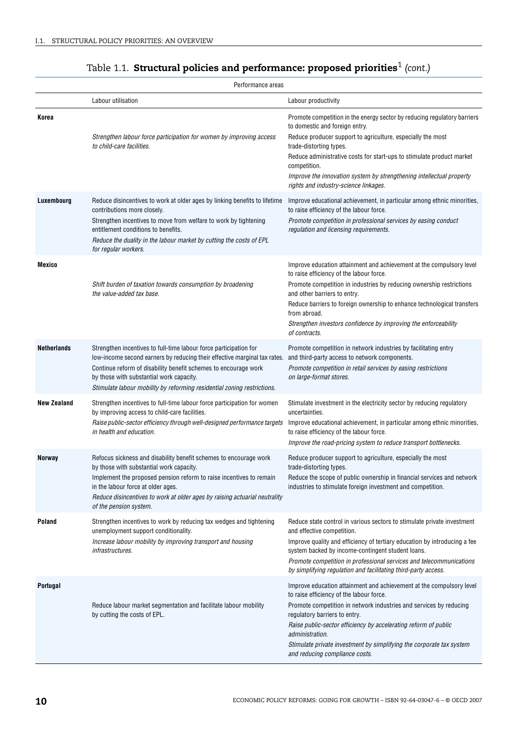## Table 1.1. **Structural policies and performance: proposed priorities**[1] *(cont.)*

| | Performance areas | |
|---|---|---|
| | Labour utilisation | Labour productivity |
| **Korea** | *Strengthen labour force participation for women by improving access to child-care facilities.* | Promote competition in the energy sector by reducing regulatory barriers to domestic and foreign entry.<br>Reduce producer support to agriculture, especially the most trade-distorting types.<br>Reduce administrative costs for start-ups to stimulate product market competition.<br>*Improve the innovation system by strengthening intellectual property rights and industry-science linkages.* |
| **Luxembourg** | Reduce disincentives to work at older ages by linking benefits to lifetime contributions more closely.<br>Strengthen incentives to move from welfare to work by tightening entitlement conditions to benefits.<br>*Reduce the duality in the labour market by cutting the costs of EPL for regular workers.* | Improve educational achievement, in particular among ethnic minorities, to raise efficiency of the labour force.<br>*Promote competition in professional services by easing conduct regulation and licensing requirements.* |
| **Mexico** | *Shift burden of taxation towards consumption by broadening the value-added tax base.* | Improve education attainment and achievement at the compulsory level to raise efficiency of the labour force.<br>Promote competition in industries by reducing ownership restrictions and other barriers to entry.<br>Reduce barriers to foreign ownership to enhance technological transfers from abroad.<br>*Strengthen investors confidence by improving the enforceability of contracts.* |
| **Netherlands** | Strengthen incentives to full-time labour force participation for low-income second earners by reducing their effective marginal tax rates.<br>Continue reform of disability benefit schemes to encourage work by those with substantial work capacity.<br>*Stimulate labour mobility by reforming residential zoning restrictions.* | Promote competition in network industries by facilitating entry and third-party access to network components.<br>*Promote competition in retail services by easing restrictions on large-format stores.* |
| **New Zealand** | Strengthen incentives to full-time labour force participation for women by improving access to child-care facilities.<br>*Raise public-sector efficiency through well-designed performance targets in health and education.* | Stimulate investment in the electricity sector by reducing regulatory uncertainties.<br>Improve educational achievement, in particular among ethnic minorities, to raise efficiency of the labour force.<br>*Improve the road-pricing system to reduce transport bottlenecks.* |
| **Norway** | Refocus sickness and disability benefit schemes to encourage work by those with substantial work capacity.<br>Implement the proposed pension reform to raise incentives to remain in the labour force at older ages.<br>*Reduce disincentives to work at older ages by raising actuarial neutrality of the pension system.* | Reduce producer support to agriculture, especially the most trade-distorting types.<br>Reduce the scope of public ownership in financial services and network industries to stimulate foreign investment and competition. |
| **Poland** | Strengthen incentives to work by reducing tax wedges and tightening unemployment support conditionality.<br>*Increase labour mobility by improving transport and housing infrastructures.* | Reduce state control in various sectors to stimulate private investment and effective competition.<br>Improve quality and efficiency of tertiary education by introducing a fee system backed by income-contingent student loans.<br>*Promote competition in professional services and telecommunications by simplifying regulation and facilitating third-party access.* |
| **Portugal** | Reduce labour market segmentation and facilitate labour mobility by cutting the costs of EPL. | Improve education attainment and achievement at the compulsory level to raise efficiency of the labour force.<br>Promote competition in network industries and services by reducing regulatory barriers to entry.<br>*Raise public-sector efficiency by accelerating reform of public administration.*<br>*Stimulate private investment by simplifying the corporate tax system and reducing compliance costs.* |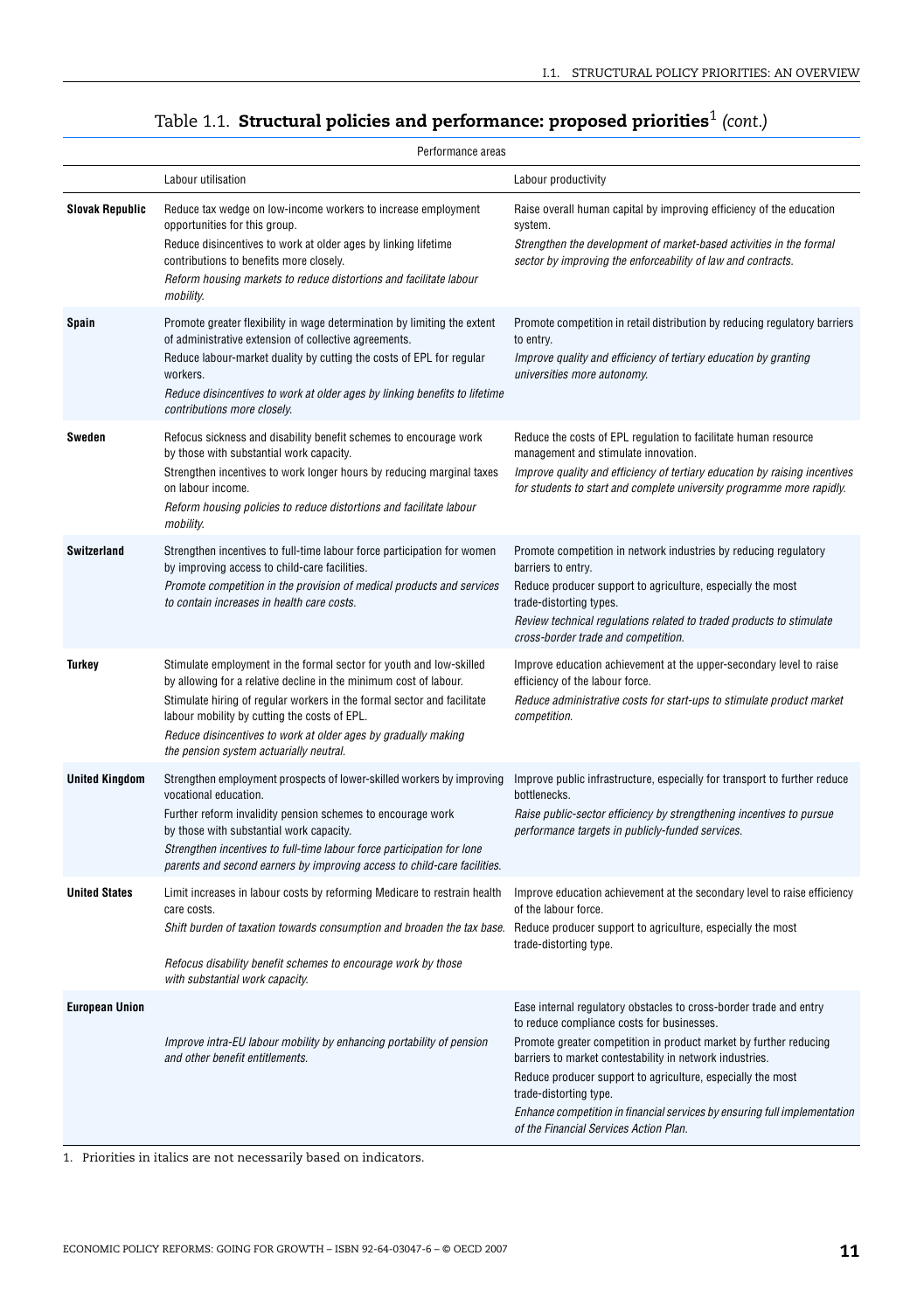# Table 1.1. **Structural policies and performance: proposed priorities**[1] *(cont.)*

| | Performance areas | |
|---|---|---|
| | Labour utilisation | Labour productivity |
| **Slovak Republic** | Reduce tax wedge on low-income workers to increase employment opportunities for this group.<br>Reduce disincentives to work at older ages by linking lifetime contributions to benefits more closely.<br>*Reform housing markets to reduce distortions and facilitate labour mobility.* | Raise overall human capital by improving efficiency of the education system.<br>*Strengthen the development of market-based activities in the formal sector by improving the enforceability of law and contracts.* |
| **Spain** | Promote greater flexibility in wage determination by limiting the extent of administrative extension of collective agreements.<br>Reduce labour-market duality by cutting the costs of EPL for regular workers.<br>*Reduce disincentives to work at older ages by linking benefits to lifetime contributions more closely.* | Promote competition in retail distribution by reducing regulatory barriers to entry.<br>*Improve quality and efficiency of tertiary education by granting universities more autonomy.* |
| **Sweden** | Refocus sickness and disability benefit schemes to encourage work by those with substantial work capacity.<br>Strengthen incentives to work longer hours by reducing marginal taxes on labour income.<br>*Reform housing policies to reduce distortions and facilitate labour mobility.* | Reduce the costs of EPL regulation to facilitate human resource management and stimulate innovation.<br>*Improve quality and efficiency of tertiary education by raising incentives for students to start and complete university programme more rapidly.* |
| **Switzerland** | Strengthen incentives to full-time labour force participation for women by improving access to child-care facilities.<br>*Promote competition in the provision of medical products and services to contain increases in health care costs.* | Promote competition in network industries by reducing regulatory barriers to entry.<br>Reduce producer support to agriculture, especially the most trade-distorting types.<br>*Review technical regulations related to traded products to stimulate cross-border trade and competition.* |
| **Turkey** | Stimulate employment in the formal sector for youth and low-skilled by allowing for a relative decline in the minimum cost of labour.<br>Stimulate hiring of regular workers in the formal sector and facilitate labour mobility by cutting the costs of EPL.<br>*Reduce disincentives to work at older ages by gradually making the pension system actuarially neutral.* | Improve education achievement at the upper-secondary level to raise efficiency of the labour force.<br>*Reduce administrative costs for start-ups to stimulate product market competition.* |
| **United Kingdom** | Strengthen employment prospects of lower-skilled workers by improving vocational education.<br>Further reform invalidity pension schemes to encourage work by those with substantial work capacity.<br>*Strengthen incentives to full-time labour force participation for lone parents and second earners by improving access to child-care facilities.* | Improve public infrastructure, especially for transport to further reduce bottlenecks.<br>*Raise public-sector efficiency by strengthening incentives to pursue performance targets in publicly-funded services.* |
| **United States** | Limit increases in labour costs by reforming Medicare to restrain health care costs.<br>*Shift burden of taxation towards consumption and broaden the tax base.*<br>*Refocus disability benefit schemes to encourage work by those with substantial work capacity.* | Improve education achievement at the secondary level to raise efficiency of the labour force.<br>Reduce producer support to agriculture, especially the most trade-distorting type. |
| **European Union** | *Improve intra-EU labour mobility by enhancing portability of pension and other benefit entitlements.* | Ease internal regulatory obstacles to cross-border trade and entry to reduce compliance costs for businesses.<br>Promote greater competition in product market by further reducing barriers to market contestability in network industries.<br>Reduce producer support to agriculture, especially the most trade-distorting type.<br>*Enhance competition in financial services by ensuring full implementation of the Financial Services Action Plan.* |

1. Priorities in italics are not necessarily based on indicators.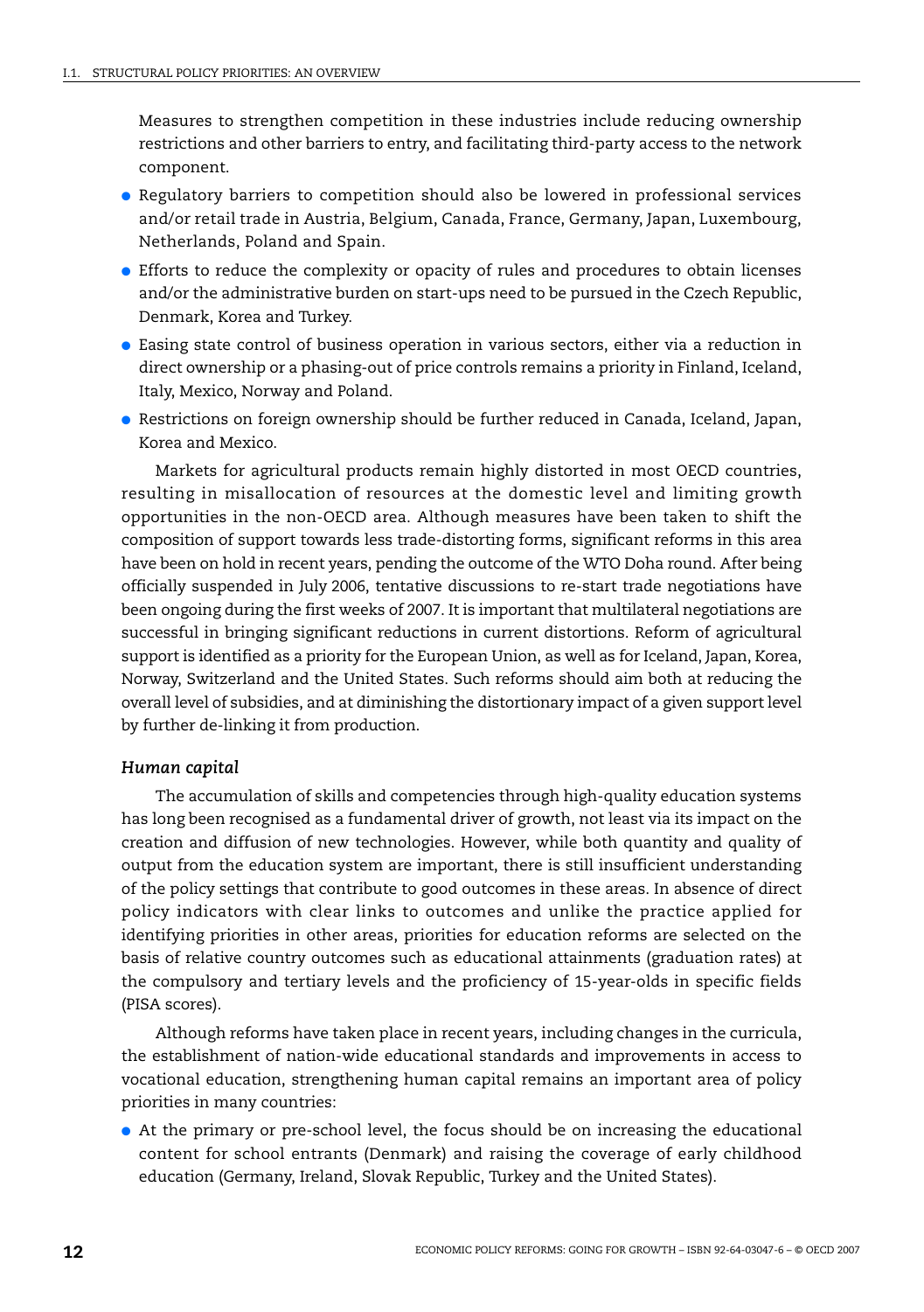Measures to strengthen competition in these industries include reducing ownership restrictions and other barriers to entry, and facilitating third-party access to the network component.

- Regulatory barriers to competition should also be lowered in professional services and/or retail trade in Austria, Belgium, Canada, France, Germany, Japan, Luxembourg, Netherlands, Poland and Spain.
- Efforts to reduce the complexity or opacity of rules and procedures to obtain licenses and/or the administrative burden on start-ups need to be pursued in the Czech Republic, Denmark, Korea and Turkey.
- Easing state control of business operation in various sectors, either via a reduction in direct ownership or a phasing-out of price controls remains a priority in Finland, Iceland, Italy, Mexico, Norway and Poland.
- Restrictions on foreign ownership should be further reduced in Canada, Iceland, Japan, Korea and Mexico.

Markets for agricultural products remain highly distorted in most OECD countries, resulting in misallocation of resources at the domestic level and limiting growth opportunities in the non-OECD area. Although measures have been taken to shift the composition of support towards less trade-distorting forms, significant reforms in this area have been on hold in recent years, pending the outcome of the WTO Doha round. After being officially suspended in July 2006, tentative discussions to re-start trade negotiations have been ongoing during the first weeks of 2007. It is important that multilateral negotiations are successful in bringing significant reductions in current distortions. Reform of agricultural support is identified as a priority for the European Union, as well as for Iceland, Japan, Korea, Norway, Switzerland and the United States. Such reforms should aim both at reducing the overall level of subsidies, and at diminishing the distortionary impact of a given support level by further de-linking it from production.

### *Human capital*

The accumulation of skills and competencies through high-quality education systems has long been recognised as a fundamental driver of growth, not least via its impact on the creation and diffusion of new technologies. However, while both quantity and quality of output from the education system are important, there is still insufficient understanding of the policy settings that contribute to good outcomes in these areas. In absence of direct policy indicators with clear links to outcomes and unlike the practice applied for identifying priorities in other areas, priorities for education reforms are selected on the basis of relative country outcomes such as educational attainments (graduation rates) at the compulsory and tertiary levels and the proficiency of 15-year-olds in specific fields (PISA scores).

Although reforms have taken place in recent years, including changes in the curricula, the establishment of nation-wide educational standards and improvements in access to vocational education, strengthening human capital remains an important area of policy priorities in many countries:

- At the primary or pre-school level, the focus should be on increasing the educational content for school entrants (Denmark) and raising the coverage of early childhood education (Germany, Ireland, Slovak Republic, Turkey and the United States).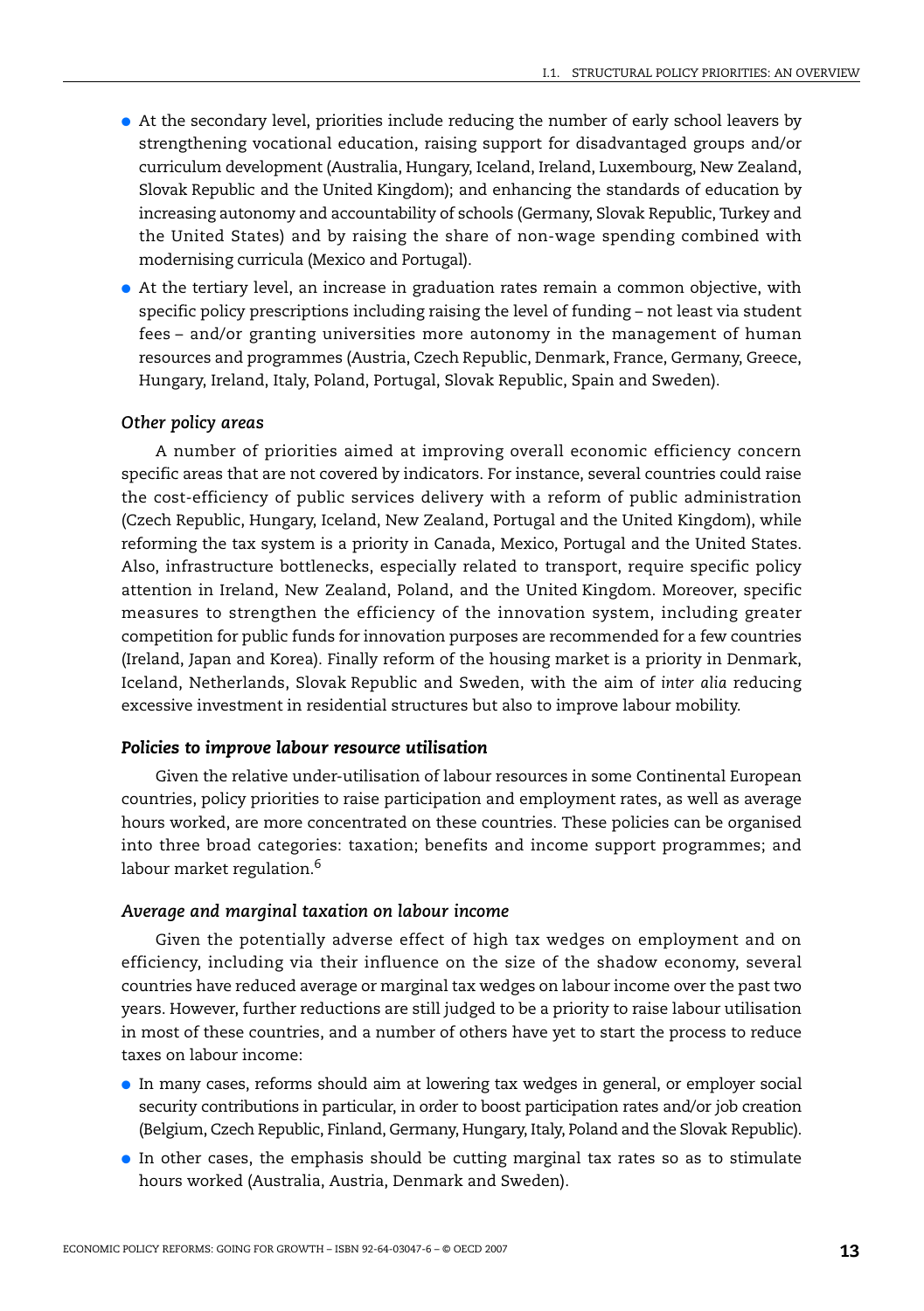- At the secondary level, priorities include reducing the number of early school leavers by strengthening vocational education, raising support for disadvantaged groups and/or curriculum development (Australia, Hungary, Iceland, Ireland, Luxembourg, New Zealand, Slovak Republic and the United Kingdom); and enhancing the standards of education by increasing autonomy and accountability of schools (Germany, Slovak Republic, Turkey and the United States) and by raising the share of non-wage spending combined with modernising curricula (Mexico and Portugal).
- At the tertiary level, an increase in graduation rates remain a common objective, with specific policy prescriptions including raising the level of funding – not least via student fees – and/or granting universities more autonomy in the management of human resources and programmes (Austria, Czech Republic, Denmark, France, Germany, Greece, Hungary, Ireland, Italy, Poland, Portugal, Slovak Republic, Spain and Sweden).

#### *Other policy areas*

A number of priorities aimed at improving overall economic efficiency concern specific areas that are not covered by indicators. For instance, several countries could raise the cost-efficiency of public services delivery with a reform of public administration (Czech Republic, Hungary, Iceland, New Zealand, Portugal and the United Kingdom), while reforming the tax system is a priority in Canada, Mexico, Portugal and the United States. Also, infrastructure bottlenecks, especially related to transport, require specific policy attention in Ireland, New Zealand, Poland, and the United Kingdom. Moreover, specific measures to strengthen the efficiency of the innovation system, including greater competition for public funds for innovation purposes are recommended for a few countries (Ireland, Japan and Korea). Finally reform of the housing market is a priority in Denmark, Iceland, Netherlands, Slovak Republic and Sweden, with the aim of *inter alia* reducing excessive investment in residential structures but also to improve labour mobility.

### *Policies to improve labour resource utilisation*

Given the relative under-utilisation of labour resources in some Continental European countries, policy priorities to raise participation and employment rates, as well as average hours worked, are more concentrated on these countries. These policies can be organised into three broad categories: taxation; benefits and income support programmes; and labour market regulation.[6]

#### *Average and marginal taxation on labour income*

Given the potentially adverse effect of high tax wedges on employment and on efficiency, including via their influence on the size of the shadow economy, several countries have reduced average or marginal tax wedges on labour income over the past two years. However, further reductions are still judged to be a priority to raise labour utilisation in most of these countries, and a number of others have yet to start the process to reduce taxes on labour income:

- In many cases, reforms should aim at lowering tax wedges in general, or employer social security contributions in particular, in order to boost participation rates and/or job creation (Belgium, Czech Republic, Finland, Germany, Hungary, Italy, Poland and the Slovak Republic).
- In other cases, the emphasis should be cutting marginal tax rates so as to stimulate hours worked (Australia, Austria, Denmark and Sweden).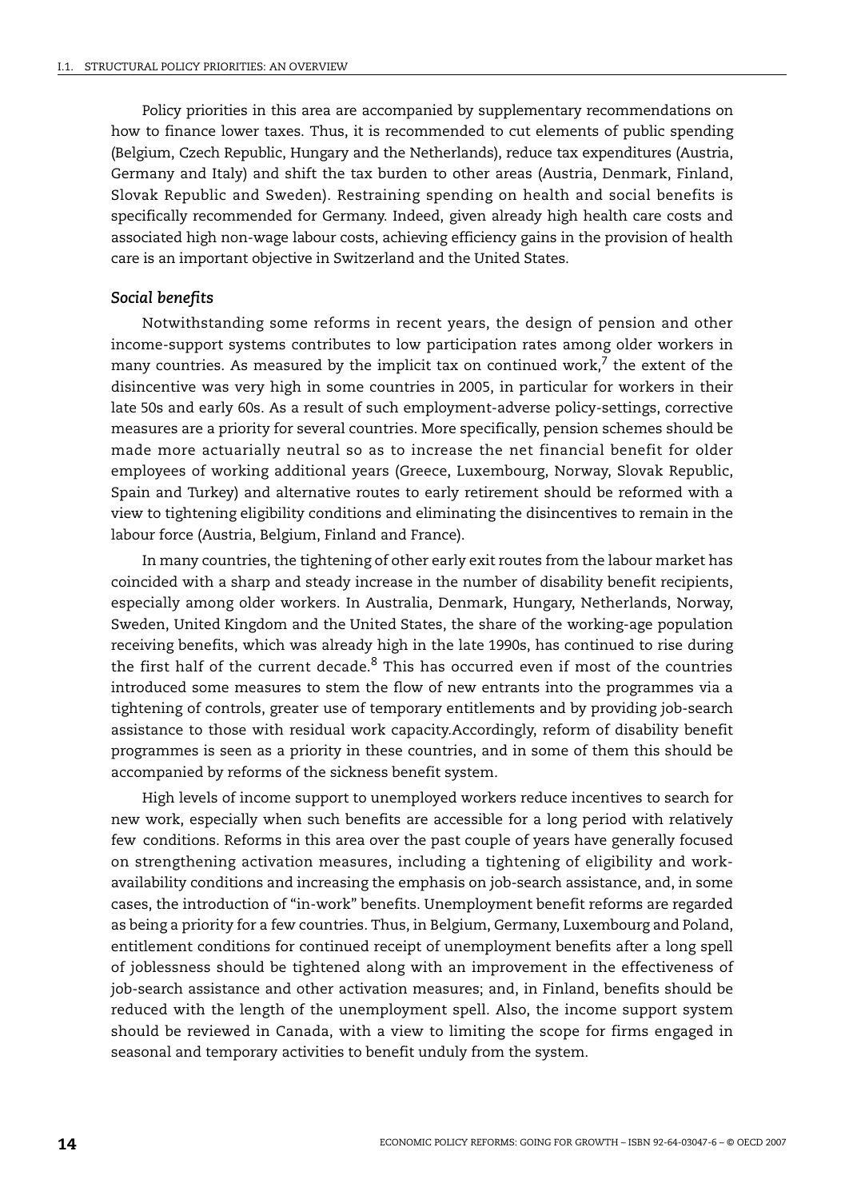Policy priorities in this area are accompanied by supplementary recommendations on how to finance lower taxes. Thus, it is recommended to cut elements of public spending (Belgium, Czech Republic, Hungary and the Netherlands), reduce tax expenditures (Austria, Germany and Italy) and shift the tax burden to other areas (Austria, Denmark, Finland, Slovak Republic and Sweden). Restraining spending on health and social benefits is specifically recommended for Germany. Indeed, given already high health care costs and associated high non-wage labour costs, achieving efficiency gains in the provision of health care is an important objective in Switzerland and the United States.

### *Social benefits*

Notwithstanding some reforms in recent years, the design of pension and other income-support systems contributes to low participation rates among older workers in many countries. As measured by the implicit tax on continued work,[7] the extent of the disincentive was very high in some countries in 2005, in particular for workers in their late 50s and early 60s. As a result of such employment-adverse policy-settings, corrective measures are a priority for several countries. More specifically, pension schemes should be made more actuarially neutral so as to increase the net financial benefit for older employees of working additional years (Greece, Luxembourg, Norway, Slovak Republic, Spain and Turkey) and alternative routes to early retirement should be reformed with a view to tightening eligibility conditions and eliminating the disincentives to remain in the labour force (Austria, Belgium, Finland and France).

In many countries, the tightening of other early exit routes from the labour market has coincided with a sharp and steady increase in the number of disability benefit recipients, especially among older workers. In Australia, Denmark, Hungary, Netherlands, Norway, Sweden, United Kingdom and the United States, the share of the working-age population receiving benefits, which was already high in the late 1990s, has continued to rise during the first half of the current decade.[8] This has occurred even if most of the countries introduced some measures to stem the flow of new entrants into the programmes via a tightening of controls, greater use of temporary entitlements and by providing job-search assistance to those with residual work capacity.Accordingly, reform of disability benefit programmes is seen as a priority in these countries, and in some of them this should be accompanied by reforms of the sickness benefit system.

High levels of income support to unemployed workers reduce incentives to search for new work, especially when such benefits are accessible for a long period with relatively few conditions. Reforms in this area over the past couple of years have generally focused on strengthening activation measures, including a tightening of eligibility and work-availability conditions and increasing the emphasis on job-search assistance, and, in some cases, the introduction of "in-work" benefits. Unemployment benefit reforms are regarded as being a priority for a few countries. Thus, in Belgium, Germany, Luxembourg and Poland, entitlement conditions for continued receipt of unemployment benefits after a long spell of joblessness should be tightened along with an improvement in the effectiveness of job-search assistance and other activation measures; and, in Finland, benefits should be reduced with the length of the unemployment spell. Also, the income support system should be reviewed in Canada, with a view to limiting the scope for firms engaged in seasonal and temporary activities to benefit unduly from the system.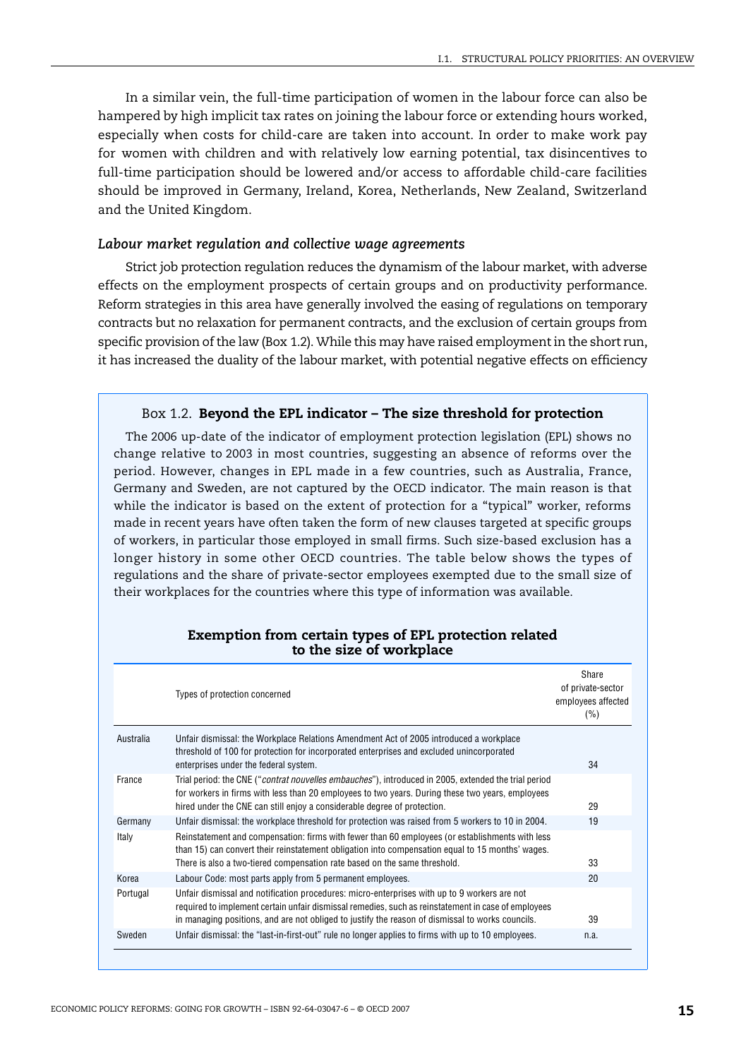In a similar vein, the full-time participation of women in the labour force can also be hampered by high implicit tax rates on joining the labour force or extending hours worked, especially when costs for child-care are taken into account. In order to make work pay for women with children and with relatively low earning potential, tax disincentives to full-time participation should be lowered and/or access to affordable child-care facilities should be improved in Germany, Ireland, Korea, Netherlands, New Zealand, Switzerland and the United Kingdom.

### *Labour market regulation and collective wage agreements*

Strict job protection regulation reduces the dynamism of the labour market, with adverse effects on the employment prospects of certain groups and on productivity performance. Reform strategies in this area have generally involved the easing of regulations on temporary contracts but no relaxation for permanent contracts, and the exclusion of certain groups from specific provision of the law (Box 1.2). While this may have raised employment in the short run, it has increased the duality of the labour market, with potential negative effects on efficiency

> #### Box 1.2. **Beyond the EPL indicator – The size threshold for protection**
>
> The 2006 up-date of the indicator of employment protection legislation (EPL) shows no change relative to 2003 in most countries, suggesting an absence of reforms over the period. However, changes in EPL made in a few countries, such as Australia, France, Germany and Sweden, are not captured by the OECD indicator. The main reason is that while the indicator is based on the extent of protection for a "typical" worker, reforms made in recent years have often taken the form of new clauses targeted at specific groups of workers, in particular those employed in small firms. Such size-based exclusion has a longer history in some other OECD countries. The table below shows the types of regulations and the share of private-sector employees exempted due to the small size of their workplaces for the countries where this type of information was available.
>
> **Exemption from certain types of EPL protection related to the size of workplace**
>
> | | Types of protection concerned | Share of private-sector employees affected (%) |
> |---|---|---|
> | Australia | Unfair dismissal: the Workplace Relations Amendment Act of 2005 introduced a workplace threshold of 100 for protection for incorporated enterprises and excluded unincorporated enterprises under the federal system. | 34 |
> | France | Trial period: the CNE ("*contrat nouvelles embauches*"), introduced in 2005, extended the trial period for workers in firms with less than 20 employees to two years. During these two years, employees hired under the CNE can still enjoy a considerable degree of protection. | 29 |
> | Germany | Unfair dismissal: the workplace threshold for protection was raised from 5 workers to 10 in 2004. | 19 |
> | Italy | Reinstatement and compensation: firms with fewer than 60 employees (or establishments with less than 15) can convert their reinstatement obligation into compensation equal to 15 months' wages. There is also a two-tiered compensation rate based on the same threshold. | 33 |
> | Korea | Labour Code: most parts apply from 5 permanent employees. | 20 |
> | Portugal | Unfair dismissal and notification procedures: micro-enterprises with up to 9 workers are not required to implement certain unfair dismissal remedies, such as reinstatement in case of employees in managing positions, and are not obliged to justify the reason of dismissal to works councils. | 39 |
> | Sweden | Unfair dismissal: the "last-in-first-out" rule no longer applies to firms with up to 10 employees. | n.a. |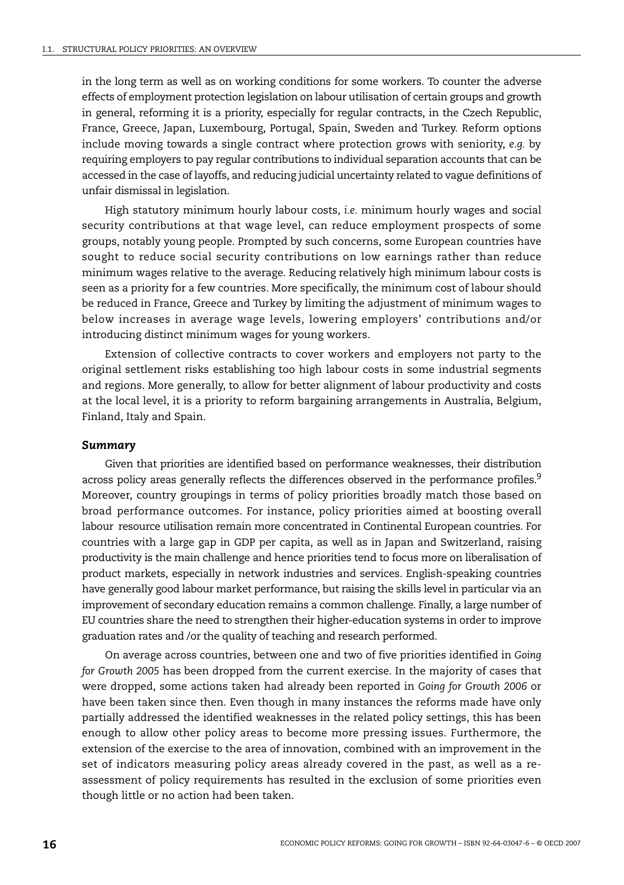in the long term as well as on working conditions for some workers. To counter the adverse effects of employment protection legislation on labour utilisation of certain groups and growth in general, reforming it is a priority, especially for regular contracts, in the Czech Republic, France, Greece, Japan, Luxembourg, Portugal, Spain, Sweden and Turkey. Reform options include moving towards a single contract where protection grows with seniority, *e.g.* by requiring employers to pay regular contributions to individual separation accounts that can be accessed in the case of layoffs, and reducing judicial uncertainty related to vague definitions of unfair dismissal in legislation.

High statutory minimum hourly labour costs, *i.e.* minimum hourly wages and social security contributions at that wage level, can reduce employment prospects of some groups, notably young people. Prompted by such concerns, some European countries have sought to reduce social security contributions on low earnings rather than reduce minimum wages relative to the average. Reducing relatively high minimum labour costs is seen as a priority for a few countries. More specifically, the minimum cost of labour should be reduced in France, Greece and Turkey by limiting the adjustment of minimum wages to below increases in average wage levels, lowering employers' contributions and/or introducing distinct minimum wages for young workers.

Extension of collective contracts to cover workers and employers not party to the original settlement risks establishing too high labour costs in some industrial segments and regions. More generally, to allow for better alignment of labour productivity and costs at the local level, it is a priority to reform bargaining arrangements in Australia, Belgium, Finland, Italy and Spain.

### *Summary*

Given that priorities are identified based on performance weaknesses, their distribution across policy areas generally reflects the differences observed in the performance profiles.[9] Moreover, country groupings in terms of policy priorities broadly match those based on broad performance outcomes. For instance, policy priorities aimed at boosting overall labour resource utilisation remain more concentrated in Continental European countries. For countries with a large gap in GDP per capita, as well as in Japan and Switzerland, raising productivity is the main challenge and hence priorities tend to focus more on liberalisation of product markets, especially in network industries and services. English-speaking countries have generally good labour market performance, but raising the skills level in particular via an improvement of secondary education remains a common challenge. Finally, a large number of EU countries share the need to strengthen their higher-education systems in order to improve graduation rates and /or the quality of teaching and research performed.

On average across countries, between one and two of five priorities identified in *Going for Growth 2005* has been dropped from the current exercise. In the majority of cases that were dropped, some actions taken had already been reported in *Going for Growth 2006* or have been taken since then. Even though in many instances the reforms made have only partially addressed the identified weaknesses in the related policy settings, this has been enough to allow other policy areas to become more pressing issues. Furthermore, the extension of the exercise to the area of innovation, combined with an improvement in the set of indicators measuring policy areas already covered in the past, as well as a re-assessment of policy requirements has resulted in the exclusion of some priorities even though little or no action had been taken.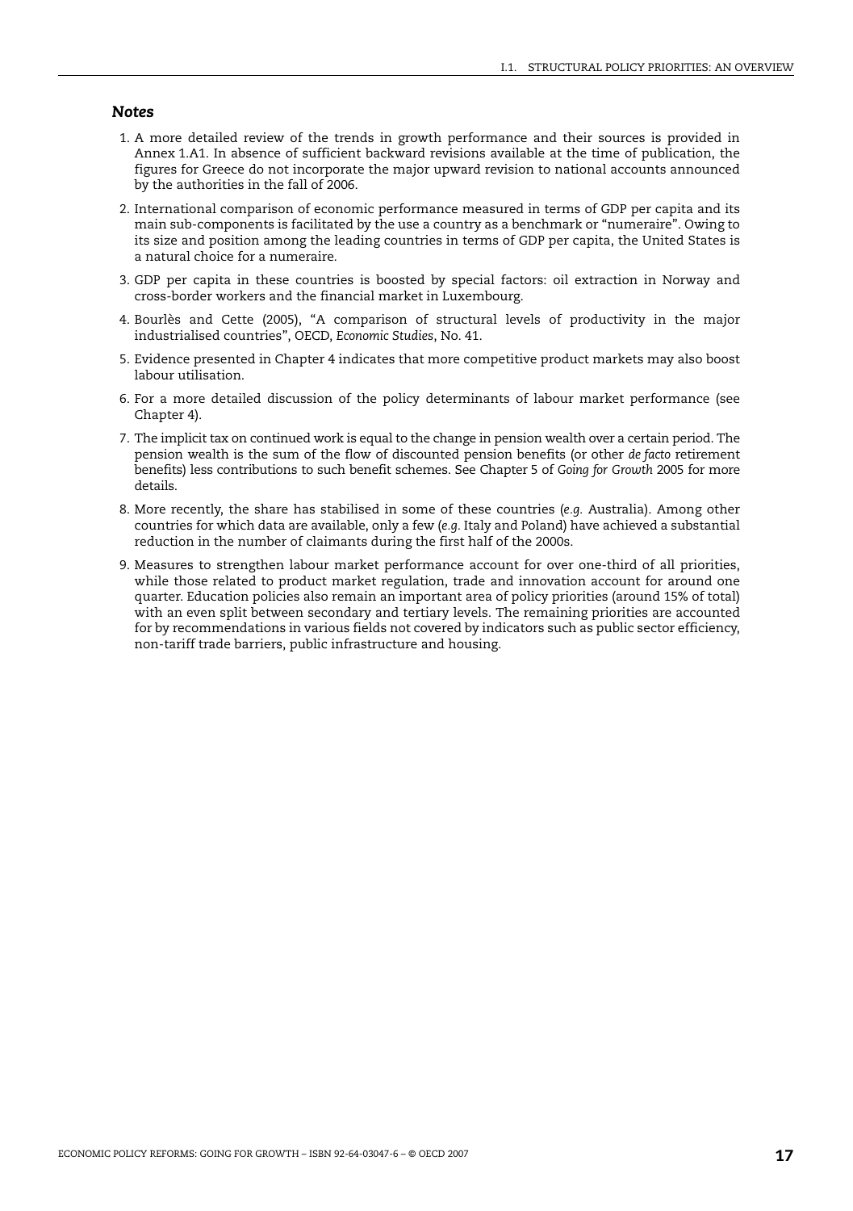### *Notes*

1. A more detailed review of the trends in growth performance and their sources is provided in Annex 1.A1. In absence of sufficient backward revisions available at the time of publication, the figures for Greece do not incorporate the major upward revision to national accounts announced by the authorities in the fall of 2006.
2. International comparison of economic performance measured in terms of GDP per capita and its main sub-components is facilitated by the use a country as a benchmark or "numeraire". Owing to its size and position among the leading countries in terms of GDP per capita, the United States is a natural choice for a numeraire.
3. GDP per capita in these countries is boosted by special factors: oil extraction in Norway and cross-border workers and the financial market in Luxembourg.
4. Bourlès and Cette (2005), "A comparison of structural levels of productivity in the major industrialised countries", OECD, *Economic Studies*, No. 41.
5. Evidence presented in Chapter 4 indicates that more competitive product markets may also boost labour utilisation.
6. For a more detailed discussion of the policy determinants of labour market performance (see Chapter 4).
7. The implicit tax on continued work is equal to the change in pension wealth over a certain period. The pension wealth is the sum of the flow of discounted pension benefits (or other *de facto* retirement benefits) less contributions to such benefit schemes. See Chapter 5 of *Going for Growth* 2005 for more details.
8. More recently, the share has stabilised in some of these countries (*e.g.* Australia). Among other countries for which data are available, only a few (*e.g.* Italy and Poland) have achieved a substantial reduction in the number of claimants during the first half of the 2000s.
9. Measures to strengthen labour market performance account for over one-third of all priorities, while those related to product market regulation, trade and innovation account for around one quarter. Education policies also remain an important area of policy priorities (around 15% of total) with an even split between secondary and tertiary levels. The remaining priorities are accounted for by recommendations in various fields not covered by indicators such as public sector efficiency, non-tariff trade barriers, public infrastructure and housing.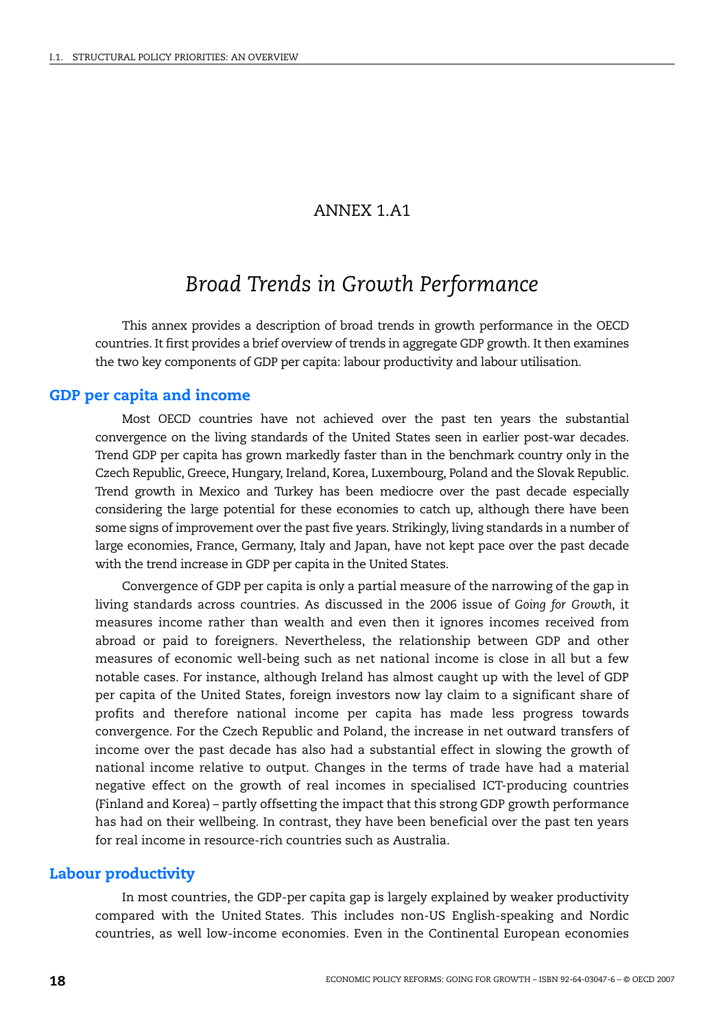# ANNEX 1.A1

# *Broad Trends in Growth Performance*

This annex provides a description of broad trends in growth performance in the OECD countries. It first provides a brief overview of trends in aggregate GDP growth. It then examines the two key components of GDP per capita: labour productivity and labour utilisation.

## GDP per capita and income

Most OECD countries have not achieved over the past ten years the substantial convergence on the living standards of the United States seen in earlier post-war decades. Trend GDP per capita has grown markedly faster than in the benchmark country only in the Czech Republic, Greece, Hungary, Ireland, Korea, Luxembourg, Poland and the Slovak Republic. Trend growth in Mexico and Turkey has been mediocre over the past decade especially considering the large potential for these economies to catch up, although there have been some signs of improvement over the past five years. Strikingly, living standards in a number of large economies, France, Germany, Italy and Japan, have not kept pace over the past decade with the trend increase in GDP per capita in the United States.

Convergence of GDP per capita is only a partial measure of the narrowing of the gap in living standards across countries. As discussed in the 2006 issue of *Going for Growth*, it measures income rather than wealth and even then it ignores incomes received from abroad or paid to foreigners. Nevertheless, the relationship between GDP and other measures of economic well-being such as net national income is close in all but a few notable cases. For instance, although Ireland has almost caught up with the level of GDP per capita of the United States, foreign investors now lay claim to a significant share of profits and therefore national income per capita has made less progress towards convergence. For the Czech Republic and Poland, the increase in net outward transfers of income over the past decade has also had a substantial effect in slowing the growth of national income relative to output. Changes in the terms of trade have had a material negative effect on the growth of real incomes in specialised ICT-producing countries (Finland and Korea) – partly offsetting the impact that this strong GDP growth performance has had on their wellbeing. In contrast, they have been beneficial over the past ten years for real income in resource-rich countries such as Australia.

## Labour productivity

In most countries, the GDP-per capita gap is largely explained by weaker productivity compared with the United States. This includes non-US English-speaking and Nordic countries, as well low-income economies. Even in the Continental European economies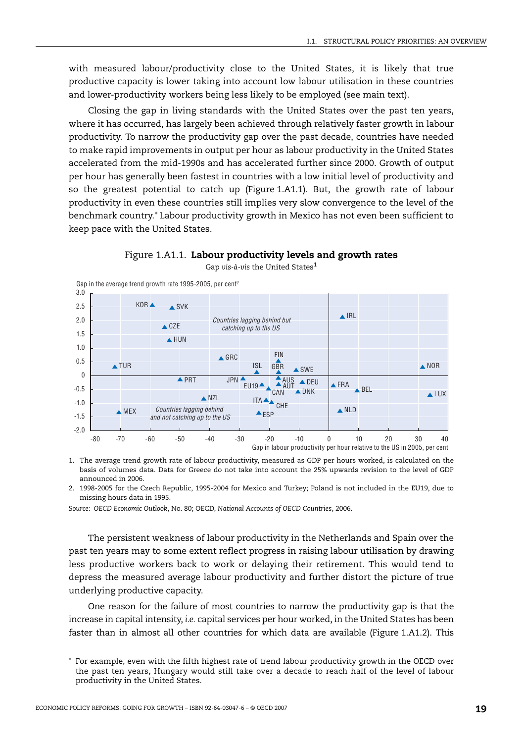with measured labour/productivity close to the United States, it is likely that true productive capacity is lower taking into account low labour utilisation in these countries and lower-productivity workers being less likely to be employed (see main text).

Closing the gap in living standards with the United States over the past ten years, where it has occurred, has largely been achieved through relatively faster growth in labour productivity. To narrow the productivity gap over the past decade, countries have needed to make rapid improvements in output per hour as labour productivity in the United States accelerated from the mid-1990s and has accelerated further since 2000. Growth of output per hour has generally been fastest in countries with a low initial level of productivity and so the greatest potential to catch up (Figure 1.A1.1). But, the growth rate of labour productivity in even these countries still implies very slow convergence to the level of the benchmark country.* Labour productivity growth in Mexico has not even been sufficient to keep pace with the United States.

Figure 1.A1.1. **Labour productivity levels and growth rates**

Gap *vis-à-vis* the United States[1]

Gap in the average trend growth rate 1995-2005, per cent[2]

Countries lagging behind but catching up to the US

Countries lagging behind and not catching up to the US

Gap in labour productivity per hour relative to the US in 2005, per cent

1. The average trend growth rate of labour productivity, measured as GDP per hours worked, is calculated on the basis of volumes data. Data for Greece do not take into account the 25% upwards revision to the level of GDP announced in 2006.
2. 1998-2005 for the Czech Republic, 1995-2004 for Mexico and Turkey; Poland is not included in the EU19, due to missing hours data in 1995.

*Source: OECD Economic Outlook*, No. 80; OECD, *National Accounts of OECD Countries*, 2006.

The persistent weakness of labour productivity in the Netherlands and Spain over the past ten years may to some extent reflect progress in raising labour utilisation by drawing less productive workers back to work or delaying their retirement. This would tend to depress the measured average labour productivity and further distort the picture of true underlying productive capacity.

One reason for the failure of most countries to narrow the productivity gap is that the increase in capital intensity, *i.e.* capital services per hour worked, in the United States has been faster than in almost all other countries for which data are available (Figure 1.A1.2). This

\* For example, even with the fifth highest rate of trend labour productivity growth in the OECD over the past ten years, Hungary would still take over a decade to reach half of the level of labour productivity in the United States.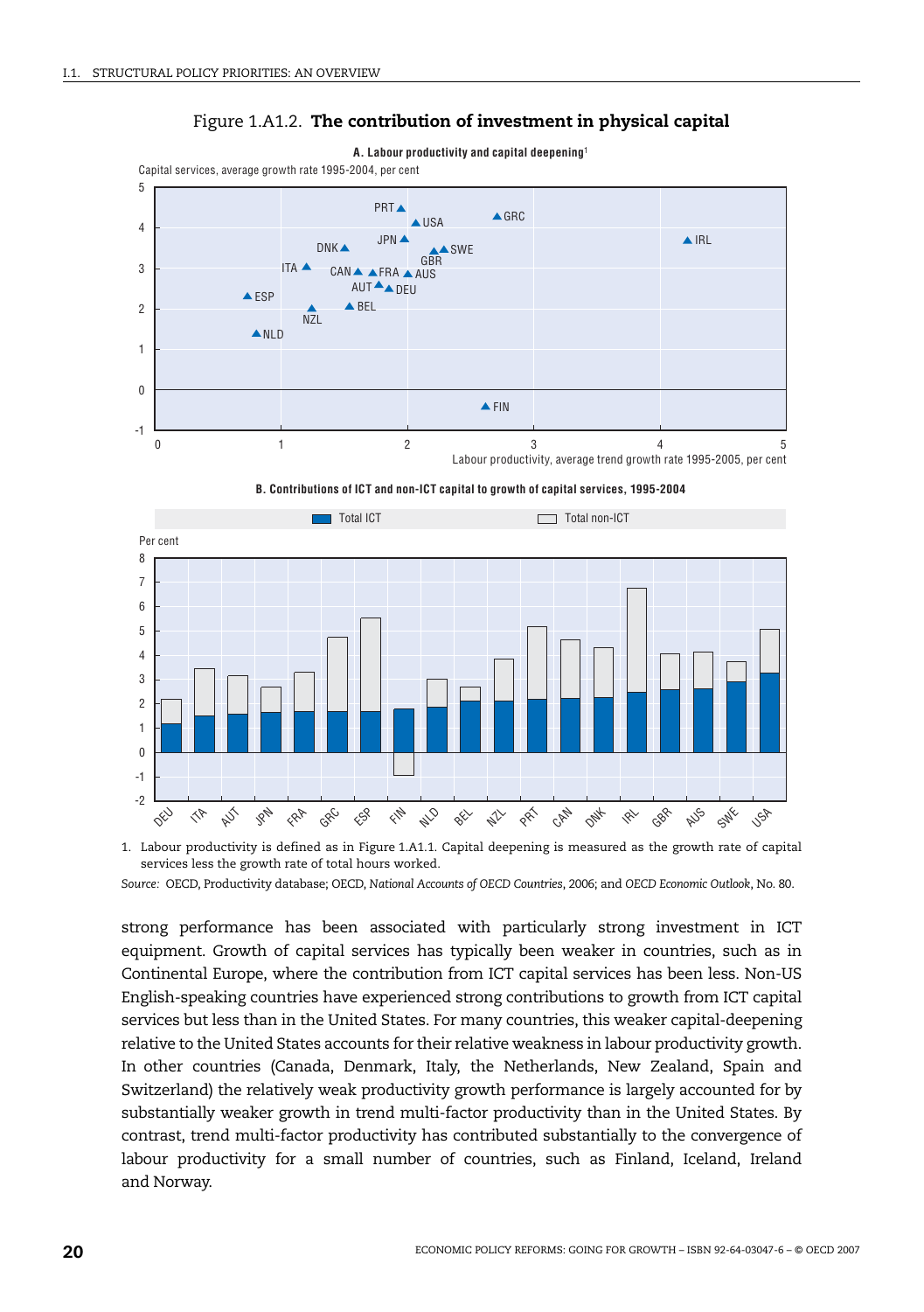Figure 1.A1.2. **The contribution of investment in physical capital**

**A. Labour productivity and capital deepening**[1]

Capital services, average growth rate 1995-2004, per cent

Labour productivity, average trend growth rate 1995-2005, per cent

**B. Contributions of ICT and non-ICT capital to growth of capital services, 1995-2004**

Total ICT | Total non-ICT

Per cent

1. Labour productivity is defined as in Figure 1.A1.1. Capital deepening is measured as the growth rate of capital services less the growth rate of total hours worked.

*Source:* OECD, Productivity database; OECD, *National Accounts of OECD Countries*, 2006; and *OECD Economic Outlook*, No. 80.

strong performance has been associated with particularly strong investment in ICT equipment. Growth of capital services has typically been weaker in countries, such as in Continental Europe, where the contribution from ICT capital services has been less. Non-US English-speaking countries have experienced strong contributions to growth from ICT capital services but less than in the United States. For many countries, this weaker capital-deepening relative to the United States accounts for their relative weakness in labour productivity growth. In other countries (Canada, Denmark, Italy, the Netherlands, New Zealand, Spain and Switzerland) the relatively weak productivity growth performance is largely accounted for by substantially weaker growth in trend multi-factor productivity than in the United States. By contrast, trend multi-factor productivity has contributed substantially to the convergence of labour productivity for a small number of countries, such as Finland, Iceland, Ireland and Norway.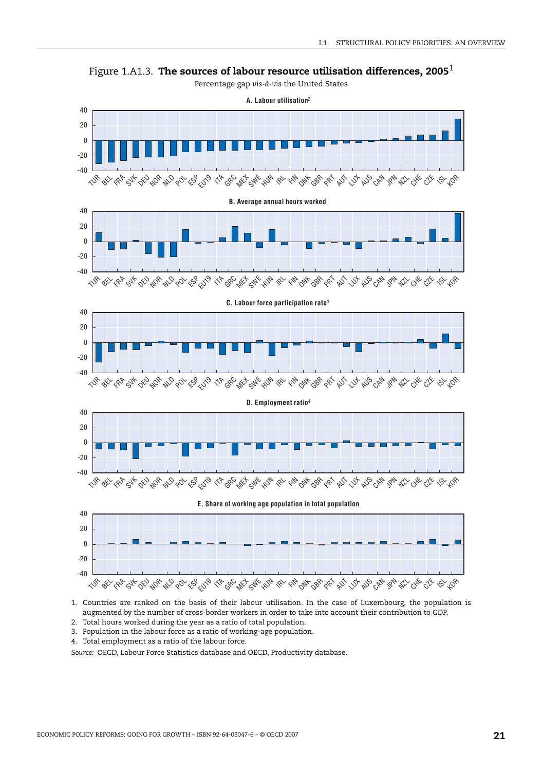Figure 1.A1.3. **The sources of labour resource utilisation differences, 2005**[1]

Percentage gap *vis-à-vis* the United States

**A. Labour utilisation**[2]

**B. Average annual hours worked**

**C. Labour force participation rate**[3]

**D. Employment ratio**[4]

**E. Share of working age population in total population**

1. Countries are ranked on the basis of their labour utilisation. In the case of Luxembourg, the population is augmented by the number of cross-border workers in order to take into account their contribution to GDP.
2. Total hours worked during the year as a ratio of total population.
3. Population in the labour force as a ratio of working-age population.
4. Total employment as a ratio of the labour force.

*Source:* OECD, Labour Force Statistics database and OECD, Productivity database.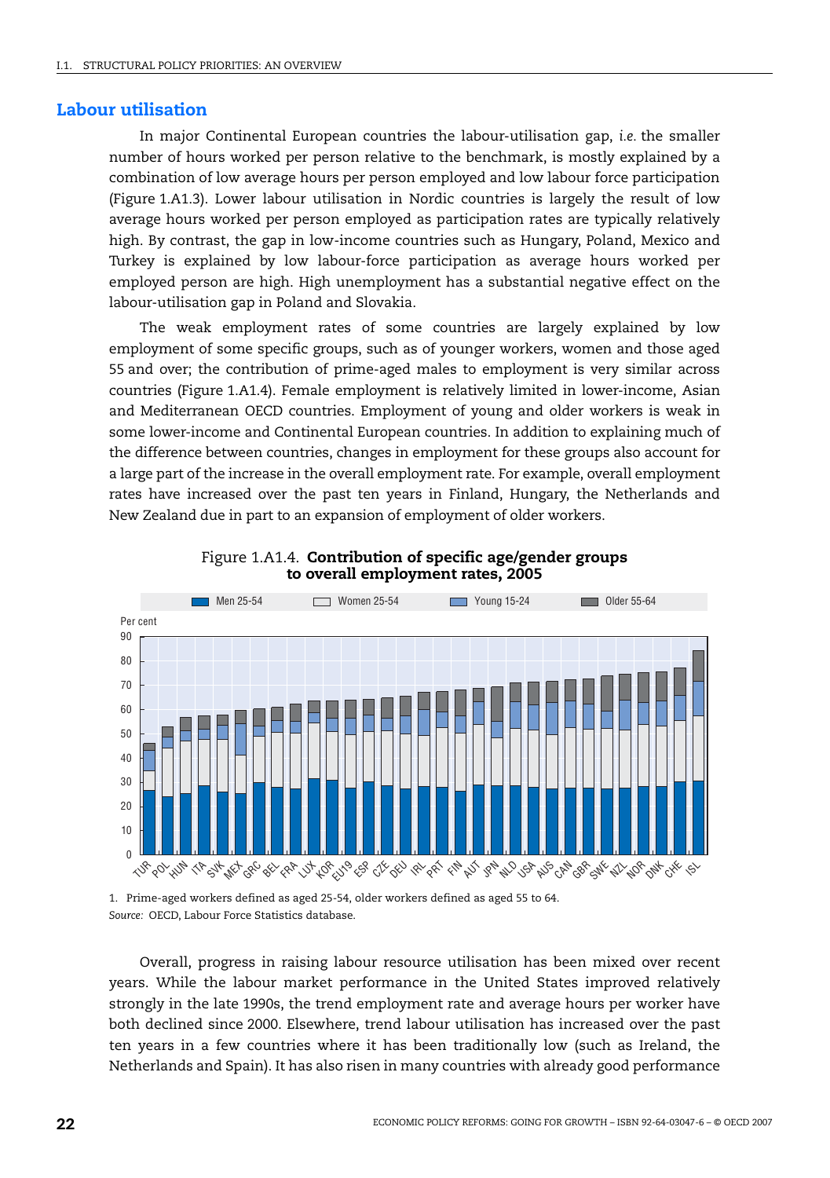## Labour utilisation

In major Continental European countries the labour-utilisation gap, *i.e.* the smaller number of hours worked per person relative to the benchmark, is mostly explained by a combination of low average hours per person employed and low labour force participation (Figure 1.A1.3). Lower labour utilisation in Nordic countries is largely the result of low average hours worked per person employed as participation rates are typically relatively high. By contrast, the gap in low-income countries such as Hungary, Poland, Mexico and Turkey is explained by low labour-force participation as average hours worked per employed person are high. High unemployment has a substantial negative effect on the labour-utilisation gap in Poland and Slovakia.

The weak employment rates of some countries are largely explained by low employment of some specific groups, such as of younger workers, women and those aged 55 and over; the contribution of prime-aged males to employment is very similar across countries (Figure 1.A1.4). Female employment is relatively limited in lower-income, Asian and Mediterranean OECD countries. Employment of young and older workers is weak in some lower-income and Continental European countries. In addition to explaining much of the difference between countries, changes in employment for these groups also account for a large part of the increase in the overall employment rate. For example, overall employment rates have increased over the past ten years in Finland, Hungary, the Netherlands and New Zealand due in part to an expansion of employment of older workers.

Figure 1.A1.4. **Contribution of specific age/gender groups to overall employment rates, 2005**

1. Prime-aged workers defined as aged 25-54, older workers defined as aged 55 to 64.

*Source:* OECD, Labour Force Statistics database.

Overall, progress in raising labour resource utilisation has been mixed over recent years. While the labour market performance in the United States improved relatively strongly in the late 1990s, the trend employment rate and average hours per worker have both declined since 2000. Elsewhere, trend labour utilisation has increased over the past ten years in a few countries where it has been traditionally low (such as Ireland, the Netherlands and Spain). It has also risen in many countries with already good performance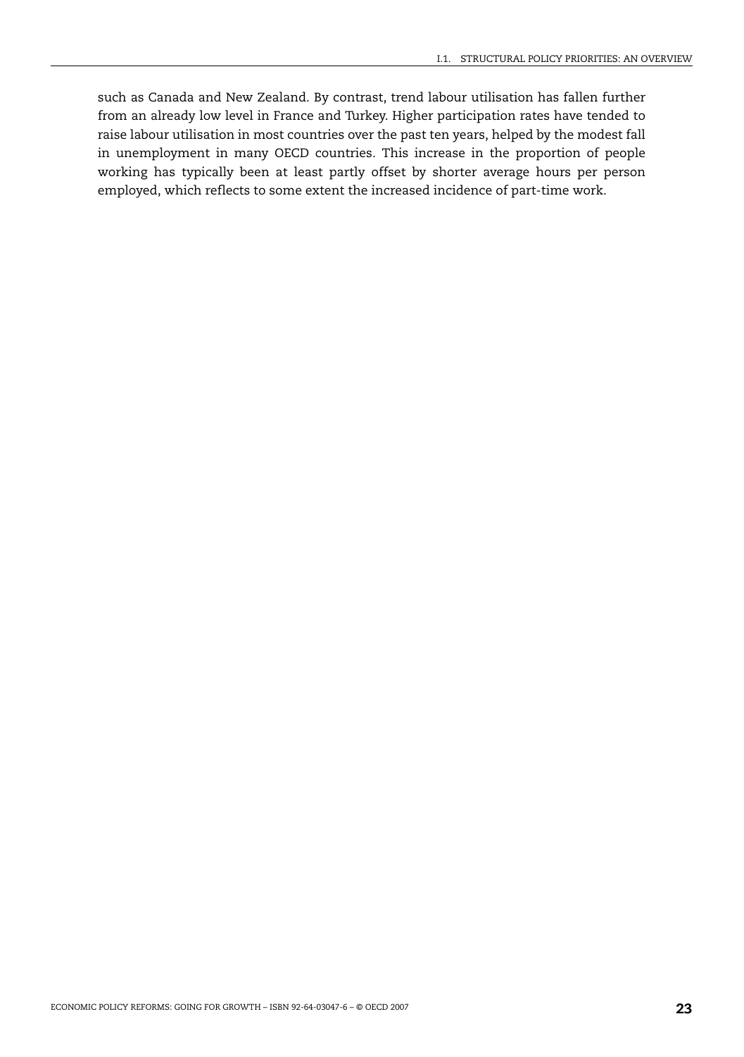such as Canada and New Zealand. By contrast, trend labour utilisation has fallen further from an already low level in France and Turkey. Higher participation rates have tended to raise labour utilisation in most countries over the past ten years, helped by the modest fall in unemployment in many OECD countries. This increase in the proportion of people working has typically been at least partly offset by shorter average hours per person employed, which reflects to some extent the increased incidence of part-time work.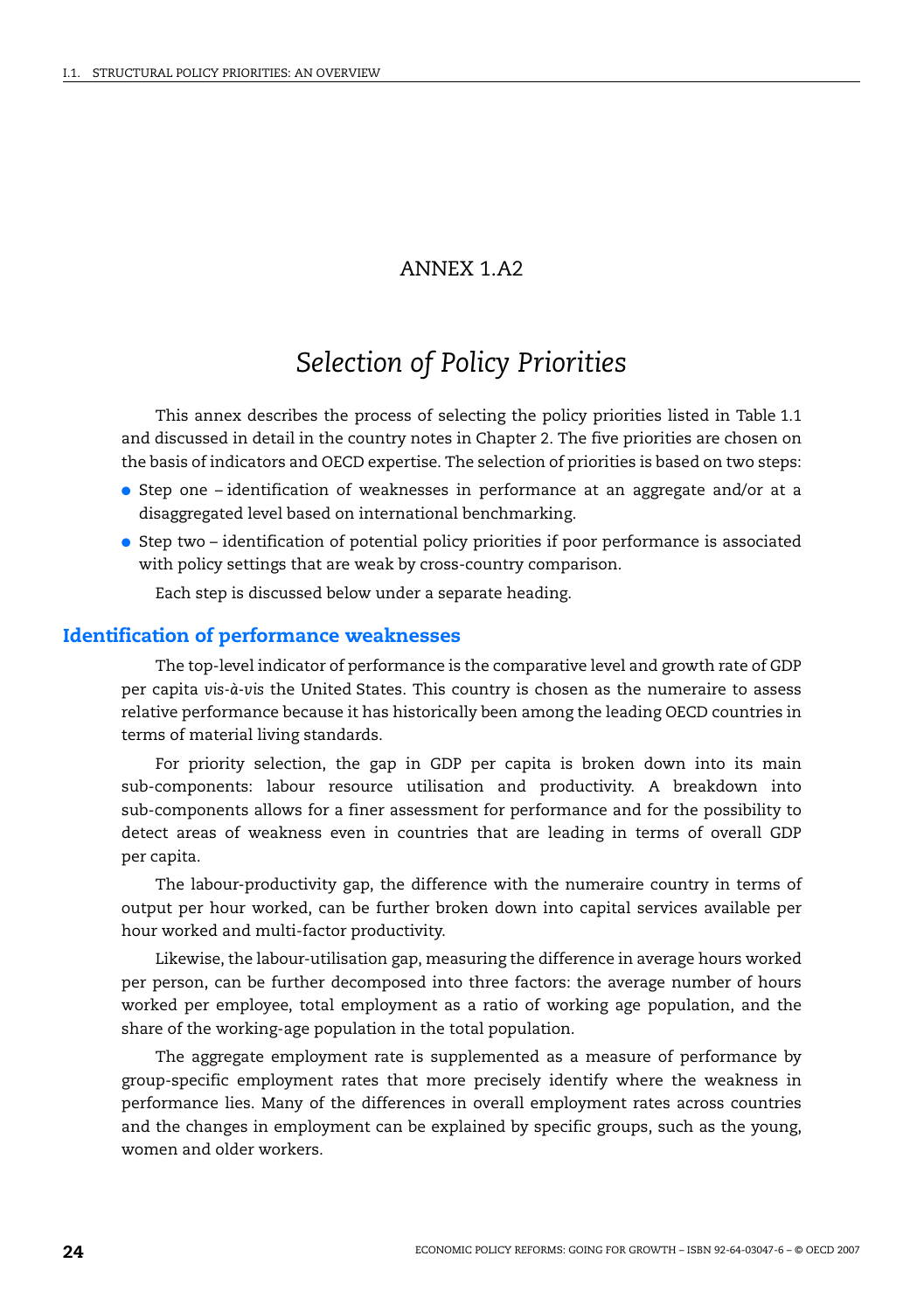# ANNEX 1.A2

## *Selection of Policy Priorities*

This annex describes the process of selecting the policy priorities listed in Table 1.1 and discussed in detail in the country notes in Chapter 2. The five priorities are chosen on the basis of indicators and OECD expertise. The selection of priorities is based on two steps:

- Step one – identification of weaknesses in performance at an aggregate and/or at a disaggregated level based on international benchmarking.
- Step two – identification of potential policy priorities if poor performance is associated with policy settings that are weak by cross-country comparison.

Each step is discussed below under a separate heading.

### Identification of performance weaknesses

The top-level indicator of performance is the comparative level and growth rate of GDP per capita *vis-à-vis* the United States. This country is chosen as the numeraire to assess relative performance because it has historically been among the leading OECD countries in terms of material living standards.

For priority selection, the gap in GDP per capita is broken down into its main sub-components: labour resource utilisation and productivity. A breakdown into sub-components allows for a finer assessment for performance and for the possibility to detect areas of weakness even in countries that are leading in terms of overall GDP per capita.

The labour-productivity gap, the difference with the numeraire country in terms of output per hour worked, can be further broken down into capital services available per hour worked and multi-factor productivity.

Likewise, the labour-utilisation gap, measuring the difference in average hours worked per person, can be further decomposed into three factors: the average number of hours worked per employee, total employment as a ratio of working age population, and the share of the working-age population in the total population.

The aggregate employment rate is supplemented as a measure of performance by group-specific employment rates that more precisely identify where the weakness in performance lies. Many of the differences in overall employment rates across countries and the changes in employment can be explained by specific groups, such as the young, women and older workers.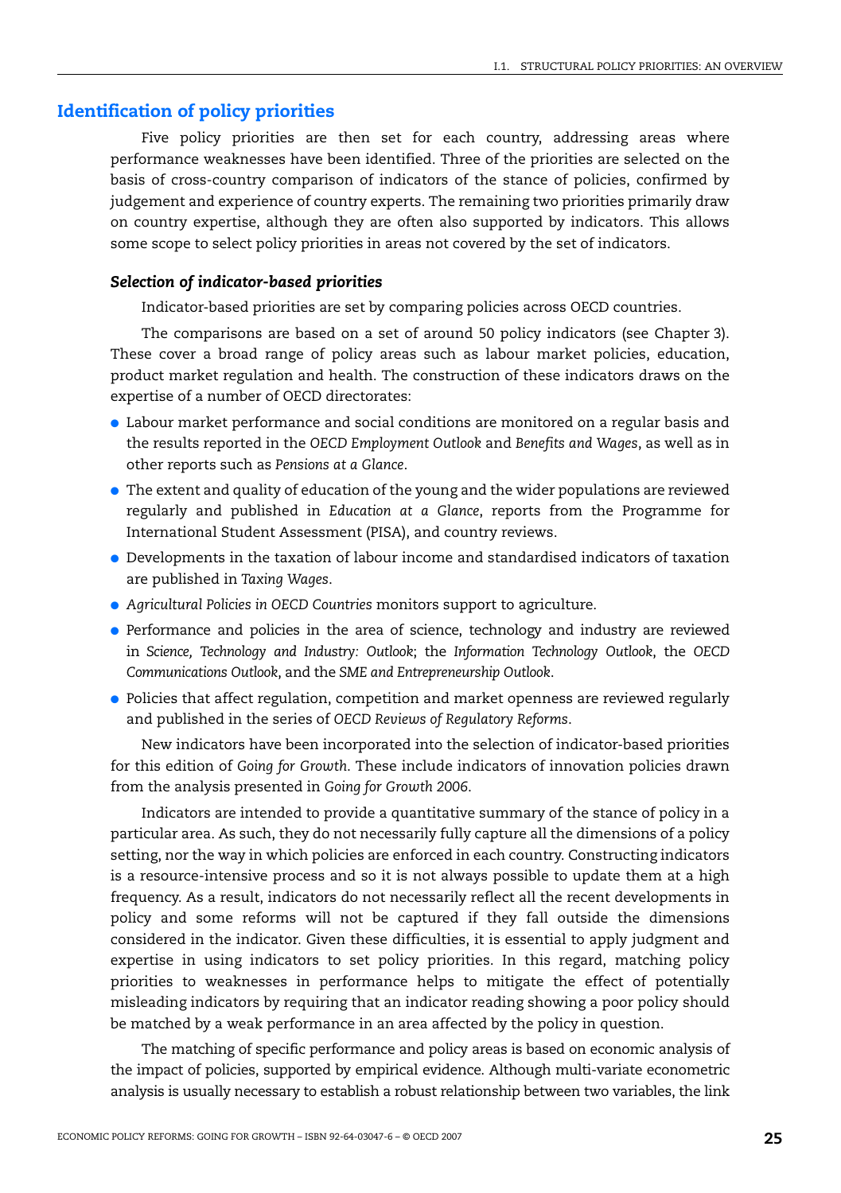## Identification of policy priorities

Five policy priorities are then set for each country, addressing areas where performance weaknesses have been identified. Three of the priorities are selected on the basis of cross-country comparison of indicators of the stance of policies, confirmed by judgement and experience of country experts. The remaining two priorities primarily draw on country expertise, although they are often also supported by indicators. This allows some scope to select policy priorities in areas not covered by the set of indicators.

### *Selection of indicator-based priorities*

Indicator-based priorities are set by comparing policies across OECD countries.

The comparisons are based on a set of around 50 policy indicators (see Chapter 3). These cover a broad range of policy areas such as labour market policies, education, product market regulation and health. The construction of these indicators draws on the expertise of a number of OECD directorates:

- Labour market performance and social conditions are monitored on a regular basis and the results reported in the *OECD Employment Outlook* and *Benefits and Wages*, as well as in other reports such as *Pensions at a Glance*.
- The extent and quality of education of the young and the wider populations are reviewed regularly and published in *Education at a Glance*, reports from the Programme for International Student Assessment (PISA), and country reviews.
- Developments in the taxation of labour income and standardised indicators of taxation are published in *Taxing Wages*.
- *Agricultural Policies in OECD Countries* monitors support to agriculture.
- Performance and policies in the area of science, technology and industry are reviewed in *Science, Technology and Industry: Outlook*; the *Information Technology Outlook*, the *OECD Communications Outlook*, and the *SME and Entrepreneurship Outlook*.
- Policies that affect regulation, competition and market openness are reviewed regularly and published in the series of *OECD Reviews of Regulatory Reforms*.

New indicators have been incorporated into the selection of indicator-based priorities for this edition of *Going for Growth*. These include indicators of innovation policies drawn from the analysis presented in *Going for Growth 2006*.

Indicators are intended to provide a quantitative summary of the stance of policy in a particular area. As such, they do not necessarily fully capture all the dimensions of a policy setting, nor the way in which policies are enforced in each country. Constructing indicators is a resource-intensive process and so it is not always possible to update them at a high frequency. As a result, indicators do not necessarily reflect all the recent developments in policy and some reforms will not be captured if they fall outside the dimensions considered in the indicator. Given these difficulties, it is essential to apply judgment and expertise in using indicators to set policy priorities. In this regard, matching policy priorities to weaknesses in performance helps to mitigate the effect of potentially misleading indicators by requiring that an indicator reading showing a poor policy should be matched by a weak performance in an area affected by the policy in question.

The matching of specific performance and policy areas is based on economic analysis of the impact of policies, supported by empirical evidence. Although multi-variate econometric analysis is usually necessary to establish a robust relationship between two variables, the link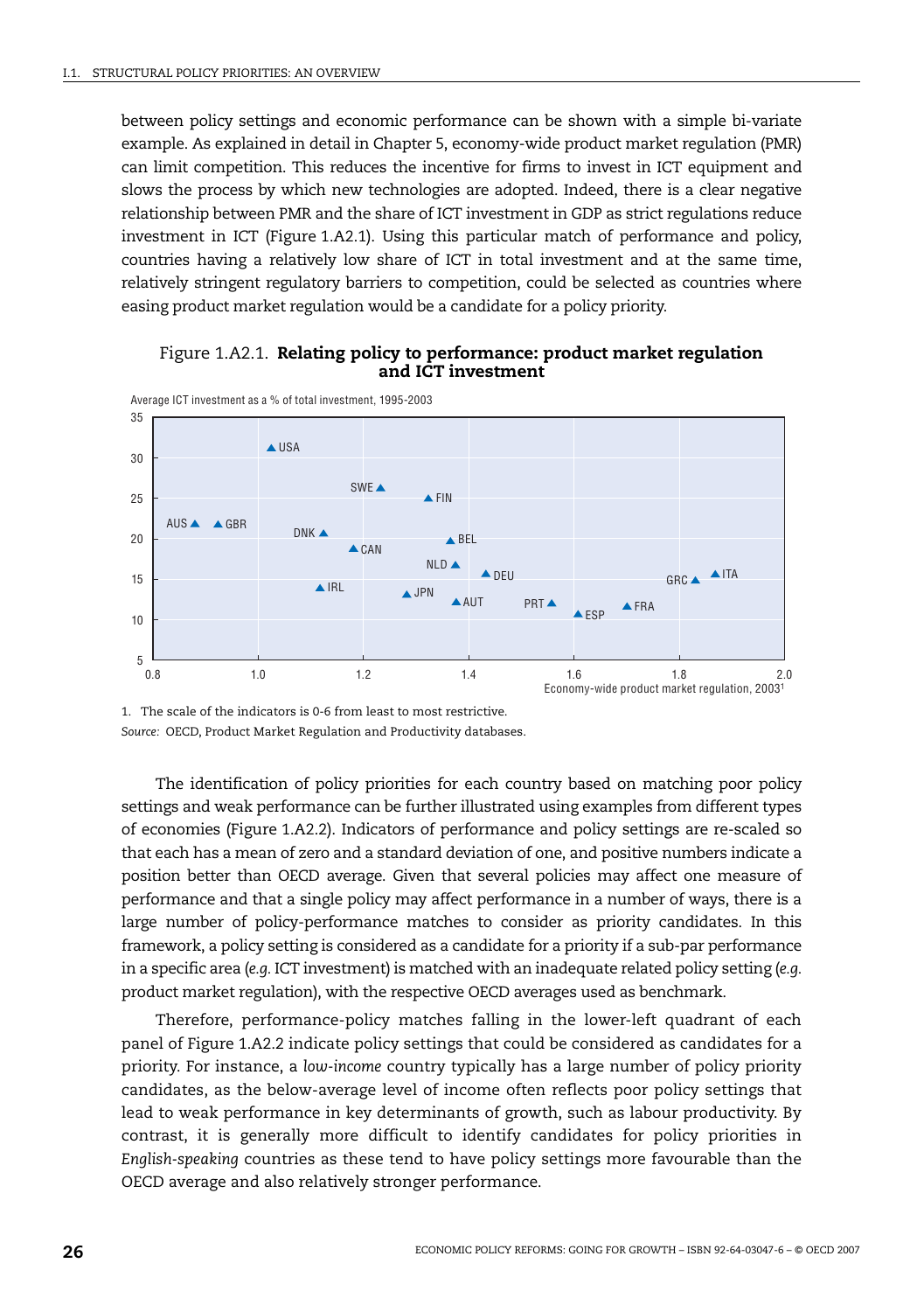between policy settings and economic performance can be shown with a simple bi-variate example. As explained in detail in Chapter 5, economy-wide product market regulation (PMR) can limit competition. This reduces the incentive for firms to invest in ICT equipment and slows the process by which new technologies are adopted. Indeed, there is a clear negative relationship between PMR and the share of ICT investment in GDP as strict regulations reduce investment in ICT (Figure 1.A2.1). Using this particular match of performance and policy, countries having a relatively low share of ICT in total investment and at the same time, relatively stringent regulatory barriers to competition, could be selected as countries where easing product market regulation would be a candidate for a policy priority.

Figure 1.A2.1. **Relating policy to performance: product market regulation and ICT investment**

1. The scale of the indicators is 0-6 from least to most restrictive.

*Source:* OECD, Product Market Regulation and Productivity databases.

The identification of policy priorities for each country based on matching poor policy settings and weak performance can be further illustrated using examples from different types of economies (Figure 1.A2.2). Indicators of performance and policy settings are re-scaled so that each has a mean of zero and a standard deviation of one, and positive numbers indicate a position better than OECD average. Given that several policies may affect one measure of performance and that a single policy may affect performance in a number of ways, there is a large number of policy-performance matches to consider as priority candidates. In this framework, a policy setting is considered as a candidate for a priority if a sub-par performance in a specific area (*e.g.* ICT investment) is matched with an inadequate related policy setting (*e.g.* product market regulation), with the respective OECD averages used as benchmark.

Therefore, performance-policy matches falling in the lower-left quadrant of each panel of Figure 1.A2.2 indicate policy settings that could be considered as candidates for a priority. For instance, a *low-income* country typically has a large number of policy priority candidates, as the below-average level of income often reflects poor policy settings that lead to weak performance in key determinants of growth, such as labour productivity. By contrast, it is generally more difficult to identify candidates for policy priorities in *English-speaking* countries as these tend to have policy settings more favourable than the OECD average and also relatively stronger performance.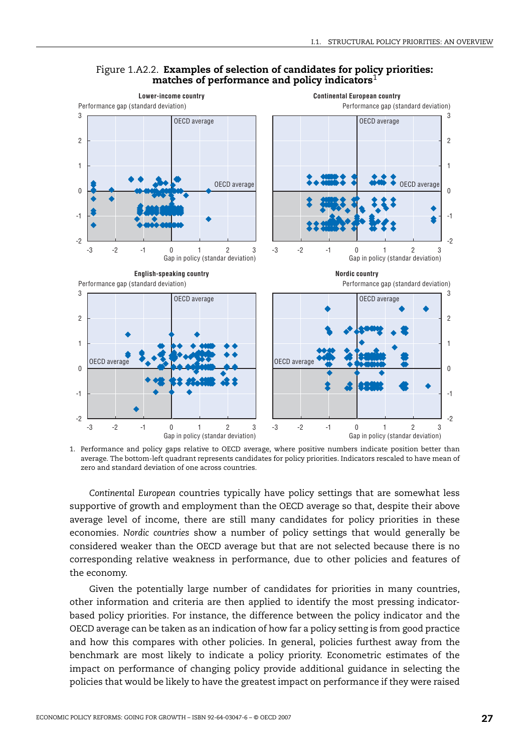Figure 1.A2.2. **Examples of selection of candidates for policy priorities: matches of performance and policy indicators**[1]

1. Performance and policy gaps relative to OECD average, where positive numbers indicate position better than average. The bottom-left quadrant represents candidates for policy priorities. Indicators rescaled to have mean of zero and standard deviation of one across countries.

*Continental European* countries typically have policy settings that are somewhat less supportive of growth and employment than the OECD average so that, despite their above average level of income, there are still many candidates for policy priorities in these economies. *Nordic countries* show a number of policy settings that would generally be considered weaker than the OECD average but that are not selected because there is no corresponding relative weakness in performance, due to other policies and features of the economy.

Given the potentially large number of candidates for priorities in many countries, other information and criteria are then applied to identify the most pressing indicator-based policy priorities. For instance, the difference between the policy indicator and the OECD average can be taken as an indication of how far a policy setting is from good practice and how this compares with other policies. In general, policies furthest away from the benchmark are most likely to indicate a policy priority. Econometric estimates of the impact on performance of changing policy provide additional guidance in selecting the policies that would be likely to have the greatest impact on performance if they were raised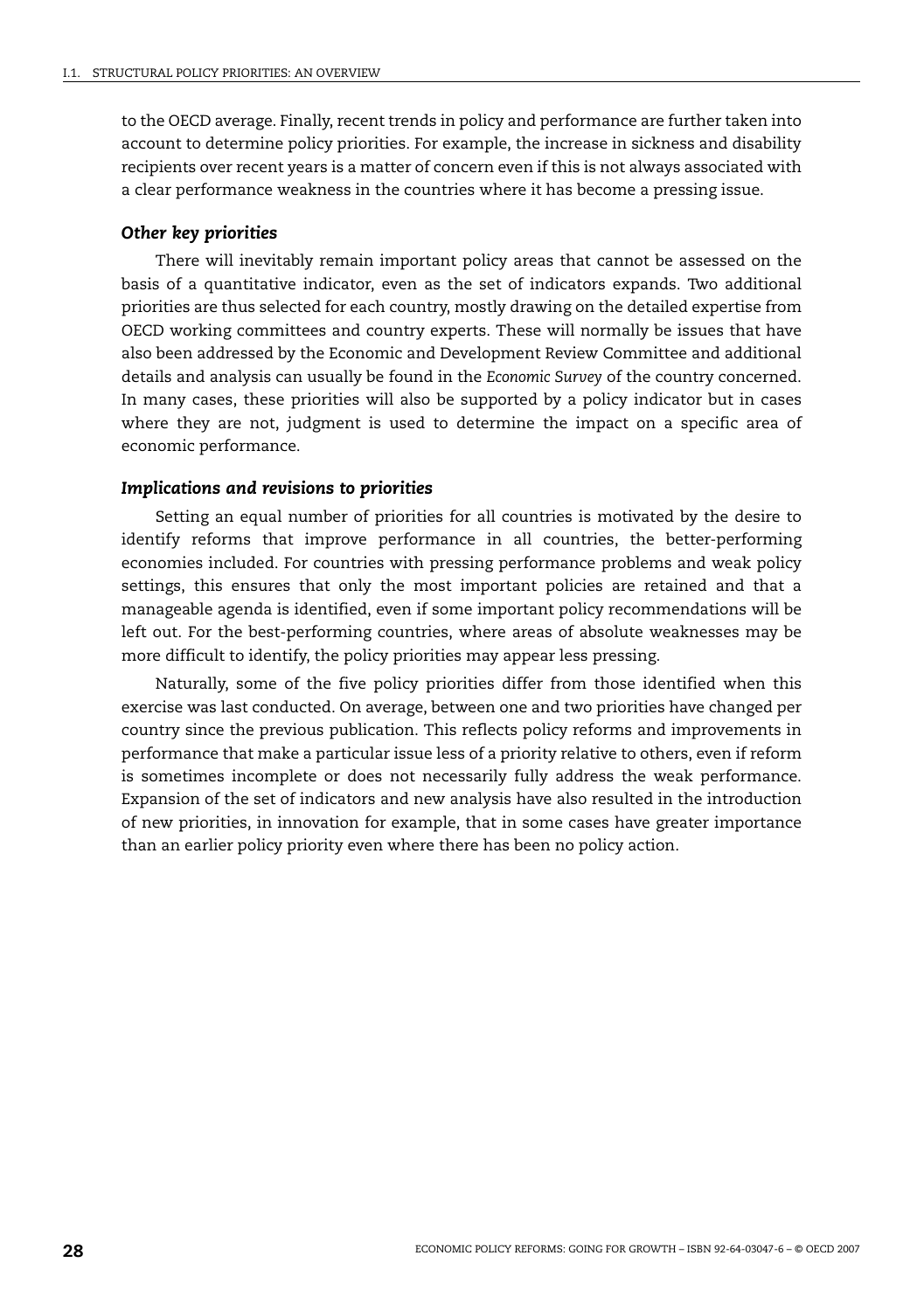to the OECD average. Finally, recent trends in policy and performance are further taken into account to determine policy priorities. For example, the increase in sickness and disability recipients over recent years is a matter of concern even if this is not always associated with a clear performance weakness in the countries where it has become a pressing issue.

### *Other key priorities*

There will inevitably remain important policy areas that cannot be assessed on the basis of a quantitative indicator, even as the set of indicators expands. Two additional priorities are thus selected for each country, mostly drawing on the detailed expertise from OECD working committees and country experts. These will normally be issues that have also been addressed by the Economic and Development Review Committee and additional details and analysis can usually be found in the *Economic Survey* of the country concerned. In many cases, these priorities will also be supported by a policy indicator but in cases where they are not, judgment is used to determine the impact on a specific area of economic performance.

### *Implications and revisions to priorities*

Setting an equal number of priorities for all countries is motivated by the desire to identify reforms that improve performance in all countries, the better-performing economies included. For countries with pressing performance problems and weak policy settings, this ensures that only the most important policies are retained and that a manageable agenda is identified, even if some important policy recommendations will be left out. For the best-performing countries, where areas of absolute weaknesses may be more difficult to identify, the policy priorities may appear less pressing.

Naturally, some of the five policy priorities differ from those identified when this exercise was last conducted. On average, between one and two priorities have changed per country since the previous publication. This reflects policy reforms and improvements in performance that make a particular issue less of a priority relative to others, even if reform is sometimes incomplete or does not necessarily fully address the weak performance. Expansion of the set of indicators and new analysis have also resulted in the introduction of new priorities, in innovation for example, that in some cases have greater importance than an earlier policy priority even where there has been no policy action.